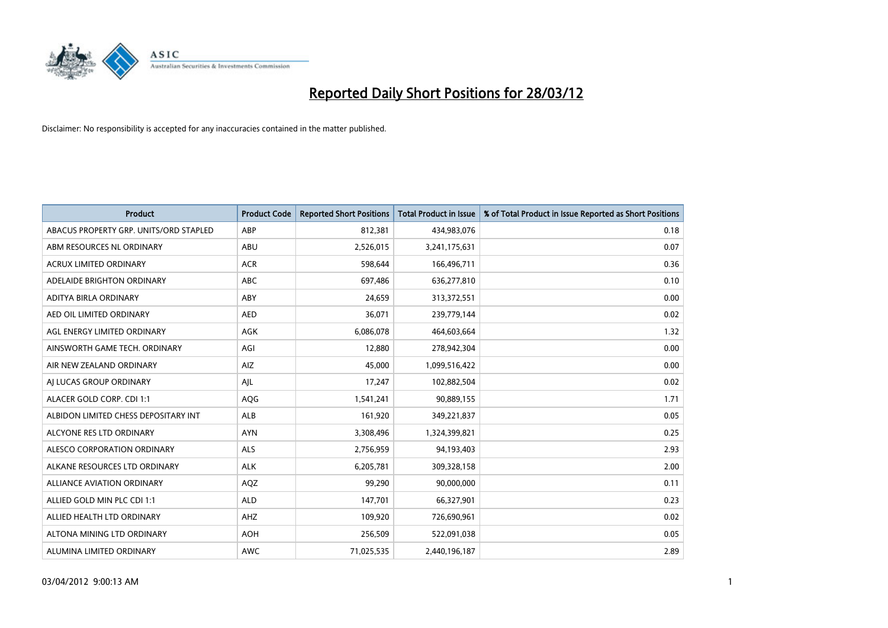# Reported Daily Short Positions for 28/03/12

Disclaimer: No responsibility is accepted for any inaccuracies contained in the matter published.

| Product | Product Code | Reported Short Positions | Total Product in Issue | % of Total Product in Issue Reported as Short Positions |
|---|---|---|---|---|
| ABACUS PROPERTY GRP. UNITS/ORD STAPLED | ABP | 812,381 | 434,983,076 | 0.18 |
| ABM RESOURCES NL ORDINARY | ABU | 2,526,015 | 3,241,175,631 | 0.07 |
| ACRUX LIMITED ORDINARY | ACR | 598,644 | 166,496,711 | 0.36 |
| ADELAIDE BRIGHTON ORDINARY | ABC | 697,486 | 636,277,810 | 0.10 |
| ADITYA BIRLA ORDINARY | ABY | 24,659 | 313,372,551 | 0.00 |
| AED OIL LIMITED ORDINARY | AED | 36,071 | 239,779,144 | 0.02 |
| AGL ENERGY LIMITED ORDINARY | AGK | 6,086,078 | 464,603,664 | 1.32 |
| AINSWORTH GAME TECH. ORDINARY | AGI | 12,880 | 278,942,304 | 0.00 |
| AIR NEW ZEALAND ORDINARY | AIZ | 45,000 | 1,099,516,422 | 0.00 |
| AJ LUCAS GROUP ORDINARY | AJL | 17,247 | 102,882,504 | 0.02 |
| ALACER GOLD CORP. CDI 1:1 | AQG | 1,541,241 | 90,889,155 | 1.71 |
| ALBIDON LIMITED CHESS DEPOSITARY INT | ALB | 161,920 | 349,221,837 | 0.05 |
| ALCYONE RES LTD ORDINARY | AYN | 3,308,496 | 1,324,399,821 | 0.25 |
| ALESCO CORPORATION ORDINARY | ALS | 2,756,959 | 94,193,403 | 2.93 |
| ALKANE RESOURCES LTD ORDINARY | ALK | 6,205,781 | 309,328,158 | 2.00 |
| ALLIANCE AVIATION ORDINARY | AQZ | 99,290 | 90,000,000 | 0.11 |
| ALLIED GOLD MIN PLC CDI 1:1 | ALD | 147,701 | 66,327,901 | 0.23 |
| ALLIED HEALTH LTD ORDINARY | AHZ | 109,920 | 726,690,961 | 0.02 |
| ALTONA MINING LTD ORDINARY | AOH | 256,509 | 522,091,038 | 0.05 |
| ALUMINA LIMITED ORDINARY | AWC | 71,025,535 | 2,440,196,187 | 2.89 |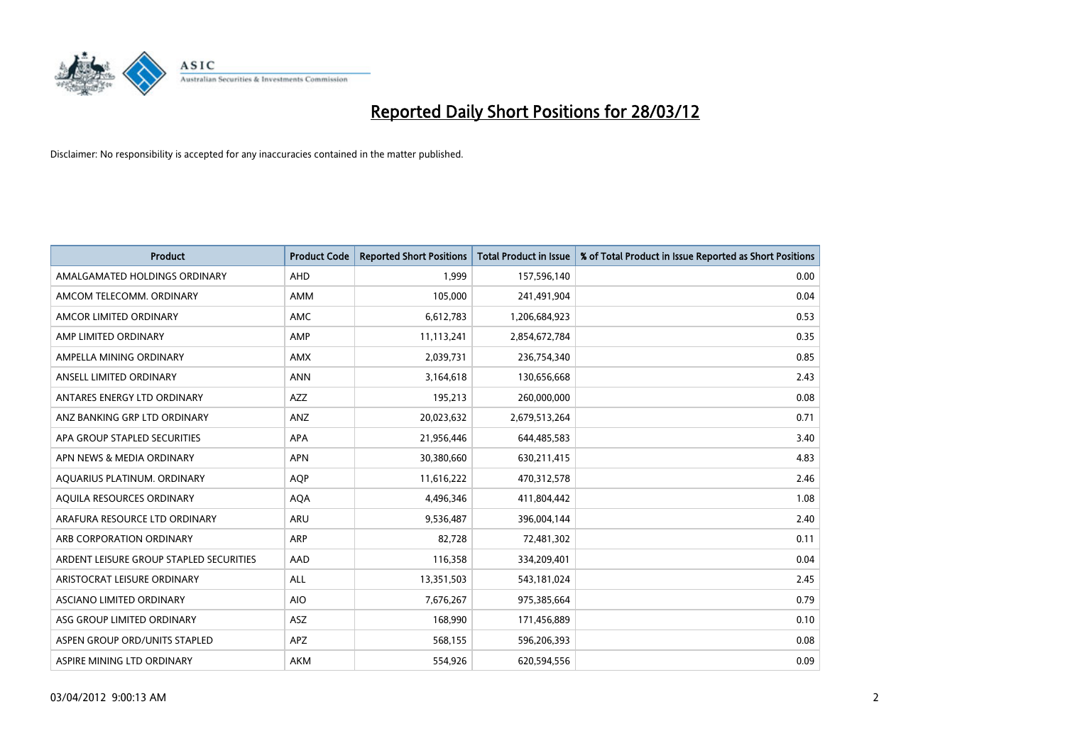# Reported Daily Short Positions for 28/03/12

Disclaimer: No responsibility is accepted for any inaccuracies contained in the matter published.

| Product | Product Code | Reported Short Positions | Total Product in Issue | % of Total Product in Issue Reported as Short Positions |
|---|---|---|---|---|
| AMALGAMATED HOLDINGS ORDINARY | AHD | 1,999 | 157,596,140 | 0.00 |
| AMCOM TELECOMM. ORDINARY | AMM | 105,000 | 241,491,904 | 0.04 |
| AMCOR LIMITED ORDINARY | AMC | 6,612,783 | 1,206,684,923 | 0.53 |
| AMP LIMITED ORDINARY | AMP | 11,113,241 | 2,854,672,784 | 0.35 |
| AMPELLA MINING ORDINARY | AMX | 2,039,731 | 236,754,340 | 0.85 |
| ANSELL LIMITED ORDINARY | ANN | 3,164,618 | 130,656,668 | 2.43 |
| ANTARES ENERGY LTD ORDINARY | AZZ | 195,213 | 260,000,000 | 0.08 |
| ANZ BANKING GRP LTD ORDINARY | ANZ | 20,023,632 | 2,679,513,264 | 0.71 |
| APA GROUP STAPLED SECURITIES | APA | 21,956,446 | 644,485,583 | 3.40 |
| APN NEWS & MEDIA ORDINARY | APN | 30,380,660 | 630,211,415 | 4.83 |
| AQUARIUS PLATINUM. ORDINARY | AQP | 11,616,222 | 470,312,578 | 2.46 |
| AQUILA RESOURCES ORDINARY | AQA | 4,496,346 | 411,804,442 | 1.08 |
| ARAFURA RESOURCE LTD ORDINARY | ARU | 9,536,487 | 396,004,144 | 2.40 |
| ARB CORPORATION ORDINARY | ARP | 82,728 | 72,481,302 | 0.11 |
| ARDENT LEISURE GROUP STAPLED SECURITIES | AAD | 116,358 | 334,209,401 | 0.04 |
| ARISTOCRAT LEISURE ORDINARY | ALL | 13,351,503 | 543,181,024 | 2.45 |
| ASCIANO LIMITED ORDINARY | AIO | 7,676,267 | 975,385,664 | 0.79 |
| ASG GROUP LIMITED ORDINARY | ASZ | 168,990 | 171,456,889 | 0.10 |
| ASPEN GROUP ORD/UNITS STAPLED | APZ | 568,155 | 596,206,393 | 0.08 |
| ASPIRE MINING LTD ORDINARY | AKM | 554,926 | 620,594,556 | 0.09 |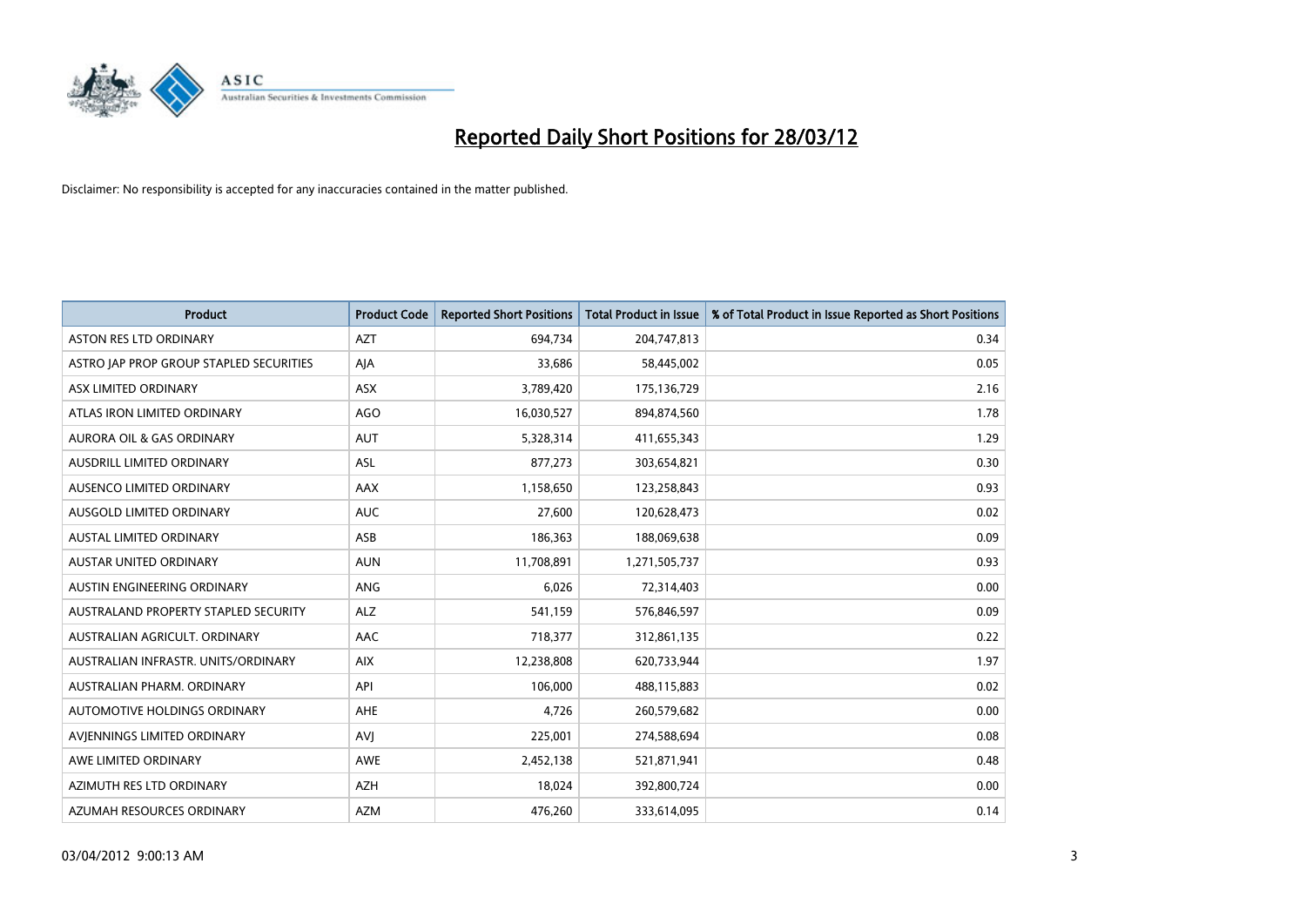# Reported Daily Short Positions for 28/03/12

Disclaimer: No responsibility is accepted for any inaccuracies contained in the matter published.

| Product | Product Code | Reported Short Positions | Total Product in Issue | % of Total Product in Issue Reported as Short Positions |
|---|---|---|---|---|
| ASTON RES LTD ORDINARY | AZT | 694,734 | 204,747,813 | 0.34 |
| ASTRO JAP PROP GROUP STAPLED SECURITIES | AJA | 33,686 | 58,445,002 | 0.05 |
| ASX LIMITED ORDINARY | ASX | 3,789,420 | 175,136,729 | 2.16 |
| ATLAS IRON LIMITED ORDINARY | AGO | 16,030,527 | 894,874,560 | 1.78 |
| AURORA OIL & GAS ORDINARY | AUT | 5,328,314 | 411,655,343 | 1.29 |
| AUSDRILL LIMITED ORDINARY | ASL | 877,273 | 303,654,821 | 0.30 |
| AUSENCO LIMITED ORDINARY | AAX | 1,158,650 | 123,258,843 | 0.93 |
| AUSGOLD LIMITED ORDINARY | AUC | 27,600 | 120,628,473 | 0.02 |
| AUSTAL LIMITED ORDINARY | ASB | 186,363 | 188,069,638 | 0.09 |
| AUSTAR UNITED ORDINARY | AUN | 11,708,891 | 1,271,505,737 | 0.93 |
| AUSTIN ENGINEERING ORDINARY | ANG | 6,026 | 72,314,403 | 0.00 |
| AUSTRALAND PROPERTY STAPLED SECURITY | ALZ | 541,159 | 576,846,597 | 0.09 |
| AUSTRALIAN AGRICULT. ORDINARY | AAC | 718,377 | 312,861,135 | 0.22 |
| AUSTRALIAN INFRASTR. UNITS/ORDINARY | AIX | 12,238,808 | 620,733,944 | 1.97 |
| AUSTRALIAN PHARM. ORDINARY | API | 106,000 | 488,115,883 | 0.02 |
| AUTOMOTIVE HOLDINGS ORDINARY | AHE | 4,726 | 260,579,682 | 0.00 |
| AVJENNINGS LIMITED ORDINARY | AVJ | 225,001 | 274,588,694 | 0.08 |
| AWE LIMITED ORDINARY | AWE | 2,452,138 | 521,871,941 | 0.48 |
| AZIMUTH RES LTD ORDINARY | AZH | 18,024 | 392,800,724 | 0.00 |
| AZUMAH RESOURCES ORDINARY | AZM | 476,260 | 333,614,095 | 0.14 |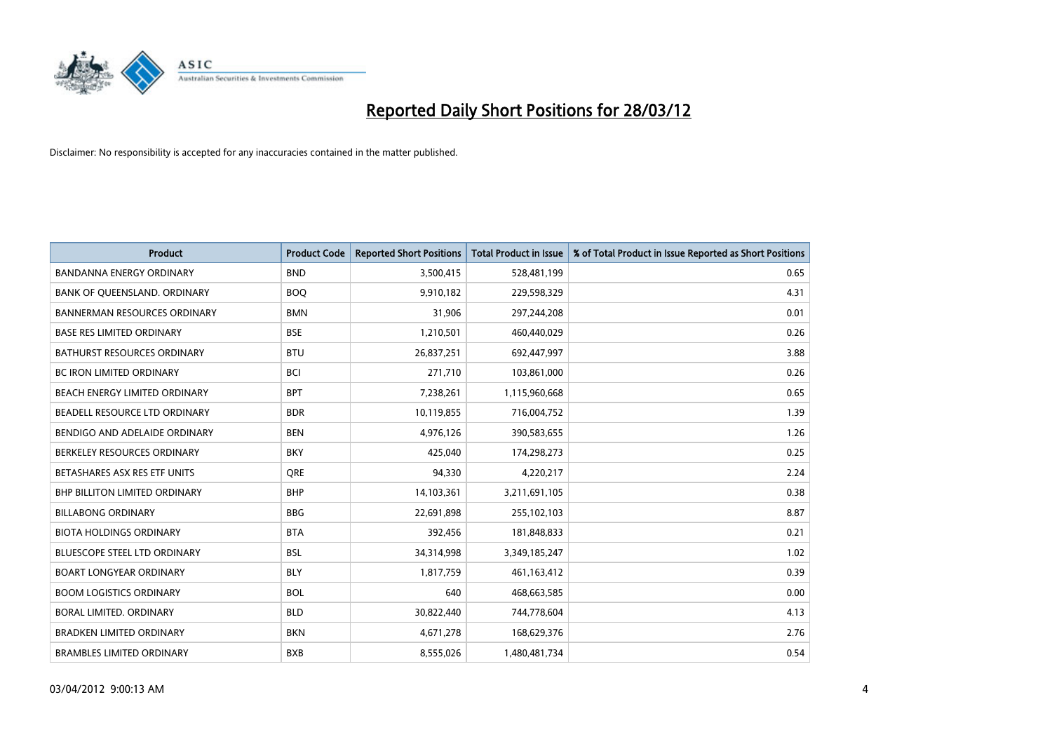# Reported Daily Short Positions for 28/03/12

Disclaimer: No responsibility is accepted for any inaccuracies contained in the matter published.

| Product | Product Code | Reported Short Positions | Total Product in Issue | % of Total Product in Issue Reported as Short Positions |
|---|---|---|---|---|
| BANDANNA ENERGY ORDINARY | BND | 3,500,415 | 528,481,199 | 0.65 |
| BANK OF QUEENSLAND. ORDINARY | BOQ | 9,910,182 | 229,598,329 | 4.31 |
| BANNERMAN RESOURCES ORDINARY | BMN | 31,906 | 297,244,208 | 0.01 |
| BASE RES LIMITED ORDINARY | BSE | 1,210,501 | 460,440,029 | 0.26 |
| BATHURST RESOURCES ORDINARY | BTU | 26,837,251 | 692,447,997 | 3.88 |
| BC IRON LIMITED ORDINARY | BCI | 271,710 | 103,861,000 | 0.26 |
| BEACH ENERGY LIMITED ORDINARY | BPT | 7,238,261 | 1,115,960,668 | 0.65 |
| BEADELL RESOURCE LTD ORDINARY | BDR | 10,119,855 | 716,004,752 | 1.39 |
| BENDIGO AND ADELAIDE ORDINARY | BEN | 4,976,126 | 390,583,655 | 1.26 |
| BERKELEY RESOURCES ORDINARY | BKY | 425,040 | 174,298,273 | 0.25 |
| BETASHARES ASX RES ETF UNITS | QRE | 94,330 | 4,220,217 | 2.24 |
| BHP BILLITON LIMITED ORDINARY | BHP | 14,103,361 | 3,211,691,105 | 0.38 |
| BILLABONG ORDINARY | BBG | 22,691,898 | 255,102,103 | 8.87 |
| BIOTA HOLDINGS ORDINARY | BTA | 392,456 | 181,848,833 | 0.21 |
| BLUESCOPE STEEL LTD ORDINARY | BSL | 34,314,998 | 3,349,185,247 | 1.02 |
| BOART LONGYEAR ORDINARY | BLY | 1,817,759 | 461,163,412 | 0.39 |
| BOOM LOGISTICS ORDINARY | BOL | 640 | 468,663,585 | 0.00 |
| BORAL LIMITED. ORDINARY | BLD | 30,822,440 | 744,778,604 | 4.13 |
| BRADKEN LIMITED ORDINARY | BKN | 4,671,278 | 168,629,376 | 2.76 |
| BRAMBLES LIMITED ORDINARY | BXB | 8,555,026 | 1,480,481,734 | 0.54 |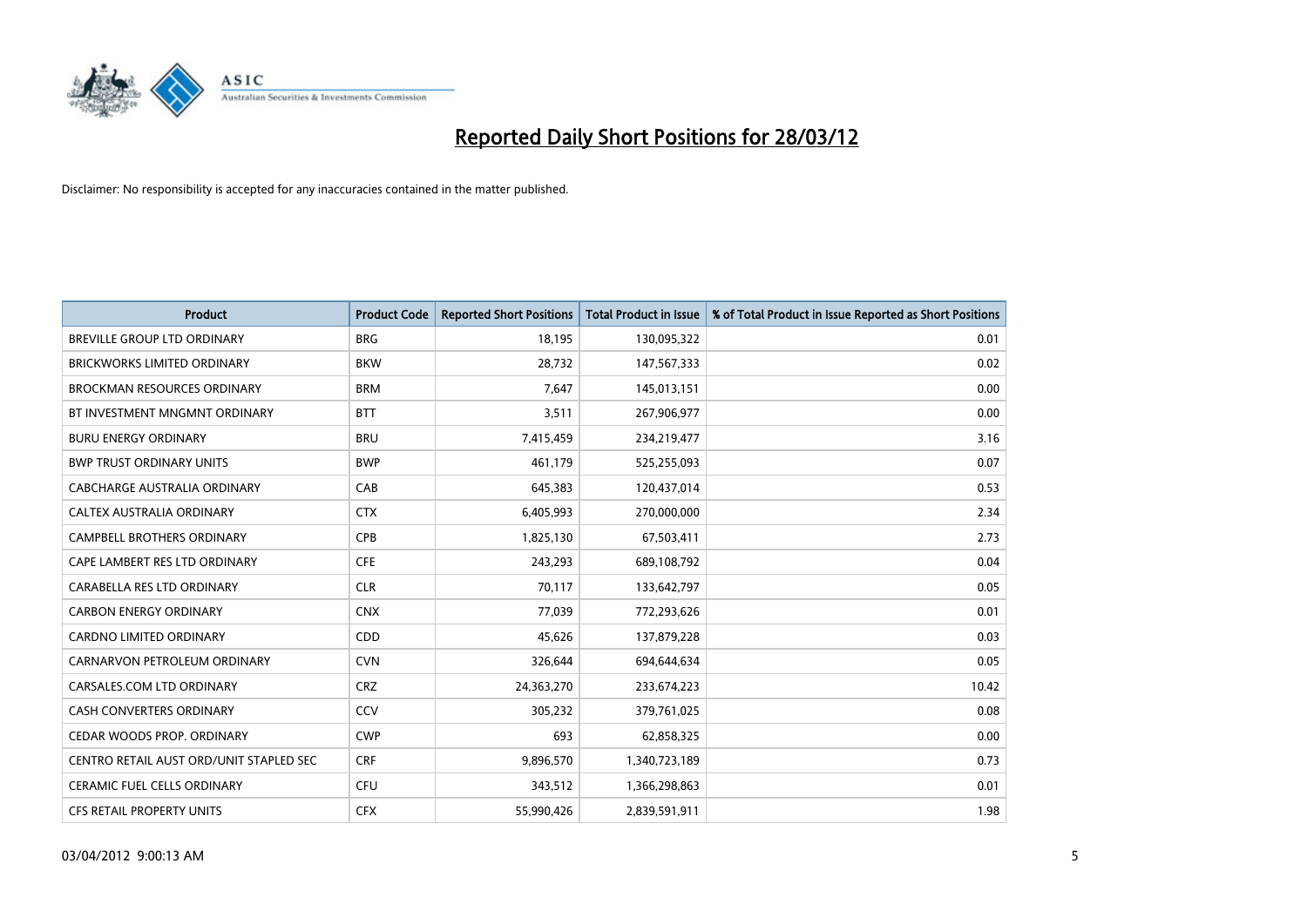# Reported Daily Short Positions for 28/03/12

Disclaimer: No responsibility is accepted for any inaccuracies contained in the matter published.

| Product | Product Code | Reported Short Positions | Total Product in Issue | % of Total Product in Issue Reported as Short Positions |
|---|---|---|---|---|
| BREVILLE GROUP LTD ORDINARY | BRG | 18,195 | 130,095,322 | 0.01 |
| BRICKWORKS LIMITED ORDINARY | BKW | 28,732 | 147,567,333 | 0.02 |
| BROCKMAN RESOURCES ORDINARY | BRM | 7,647 | 145,013,151 | 0.00 |
| BT INVESTMENT MNGMNT ORDINARY | BTT | 3,511 | 267,906,977 | 0.00 |
| BURU ENERGY ORDINARY | BRU | 7,415,459 | 234,219,477 | 3.16 |
| BWP TRUST ORDINARY UNITS | BWP | 461,179 | 525,255,093 | 0.07 |
| CABCHARGE AUSTRALIA ORDINARY | CAB | 645,383 | 120,437,014 | 0.53 |
| CALTEX AUSTRALIA ORDINARY | CTX | 6,405,993 | 270,000,000 | 2.34 |
| CAMPBELL BROTHERS ORDINARY | CPB | 1,825,130 | 67,503,411 | 2.73 |
| CAPE LAMBERT RES LTD ORDINARY | CFE | 243,293 | 689,108,792 | 0.04 |
| CARABELLA RES LTD ORDINARY | CLR | 70,117 | 133,642,797 | 0.05 |
| CARBON ENERGY ORDINARY | CNX | 77,039 | 772,293,626 | 0.01 |
| CARDNO LIMITED ORDINARY | CDD | 45,626 | 137,879,228 | 0.03 |
| CARNARVON PETROLEUM ORDINARY | CVN | 326,644 | 694,644,634 | 0.05 |
| CARSALES.COM LTD ORDINARY | CRZ | 24,363,270 | 233,674,223 | 10.42 |
| CASH CONVERTERS ORDINARY | CCV | 305,232 | 379,761,025 | 0.08 |
| CEDAR WOODS PROP. ORDINARY | CWP | 693 | 62,858,325 | 0.00 |
| CENTRO RETAIL AUST ORD/UNIT STAPLED SEC | CRF | 9,896,570 | 1,340,723,189 | 0.73 |
| CERAMIC FUEL CELLS ORDINARY | CFU | 343,512 | 1,366,298,863 | 0.01 |
| CFS RETAIL PROPERTY UNITS | CFX | 55,990,426 | 2,839,591,911 | 1.98 |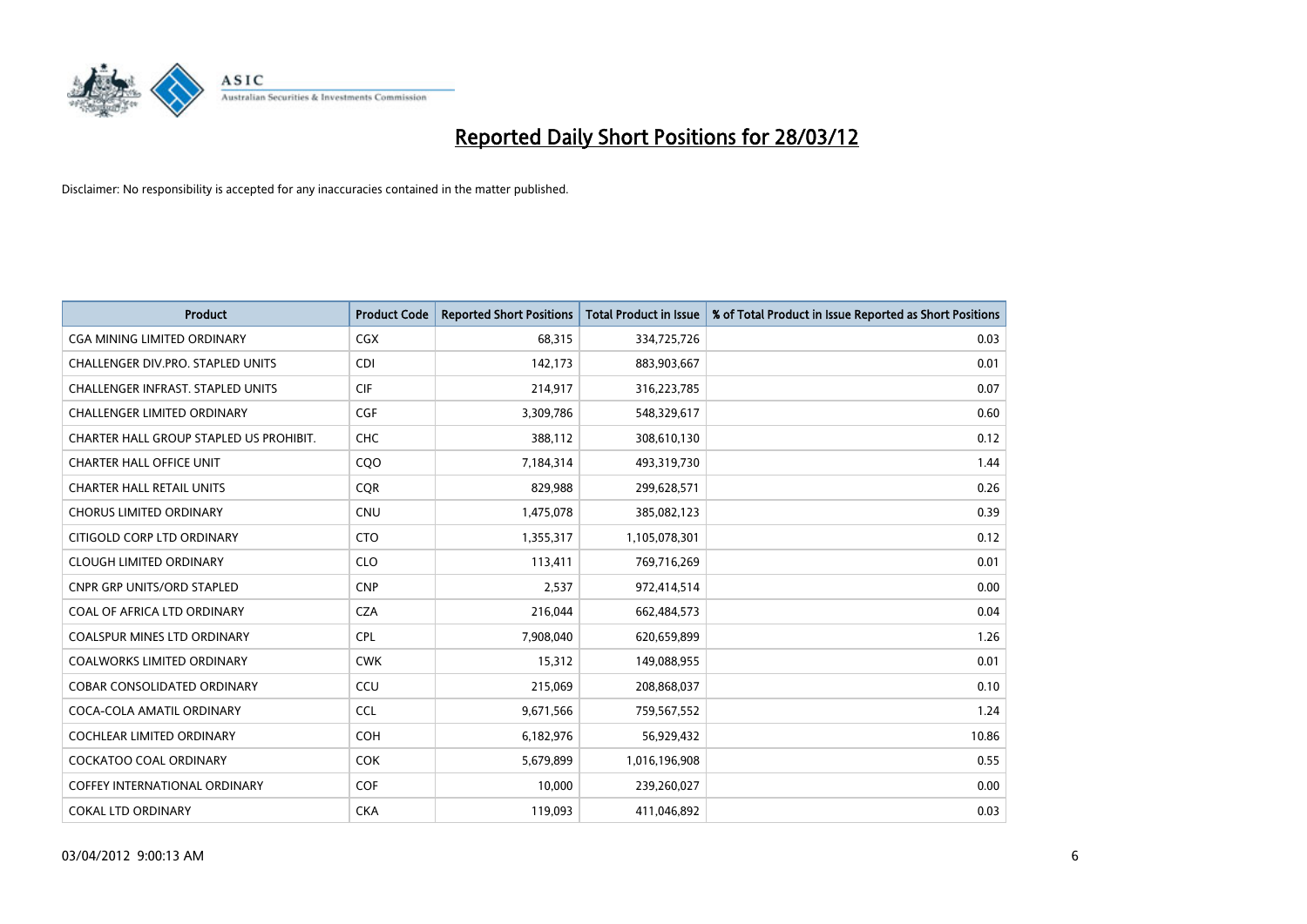# Reported Daily Short Positions for 28/03/12

Disclaimer: No responsibility is accepted for any inaccuracies contained in the matter published.

| Product | Product Code | Reported Short Positions | Total Product in Issue | % of Total Product in Issue Reported as Short Positions |
|---|---|---|---|---|
| CGA MINING LIMITED ORDINARY | CGX | 68,315 | 334,725,726 | 0.03 |
| CHALLENGER DIV.PRO. STAPLED UNITS | CDI | 142,173 | 883,903,667 | 0.01 |
| CHALLENGER INFRAST. STAPLED UNITS | CIF | 214,917 | 316,223,785 | 0.07 |
| CHALLENGER LIMITED ORDINARY | CGF | 3,309,786 | 548,329,617 | 0.60 |
| CHARTER HALL GROUP STAPLED US PROHIBIT. | CHC | 388,112 | 308,610,130 | 0.12 |
| CHARTER HALL OFFICE UNIT | CQO | 7,184,314 | 493,319,730 | 1.44 |
| CHARTER HALL RETAIL UNITS | CQR | 829,988 | 299,628,571 | 0.26 |
| CHORUS LIMITED ORDINARY | CNU | 1,475,078 | 385,082,123 | 0.39 |
| CITIGOLD CORP LTD ORDINARY | CTO | 1,355,317 | 1,105,078,301 | 0.12 |
| CLOUGH LIMITED ORDINARY | CLO | 113,411 | 769,716,269 | 0.01 |
| CNPR GRP UNITS/ORD STAPLED | CNP | 2,537 | 972,414,514 | 0.00 |
| COAL OF AFRICA LTD ORDINARY | CZA | 216,044 | 662,484,573 | 0.04 |
| COALSPUR MINES LTD ORDINARY | CPL | 7,908,040 | 620,659,899 | 1.26 |
| COALWORKS LIMITED ORDINARY | CWK | 15,312 | 149,088,955 | 0.01 |
| COBAR CONSOLIDATED ORDINARY | CCU | 215,069 | 208,868,037 | 0.10 |
| COCA-COLA AMATIL ORDINARY | CCL | 9,671,566 | 759,567,552 | 1.24 |
| COCHLEAR LIMITED ORDINARY | COH | 6,182,976 | 56,929,432 | 10.86 |
| COCKATOO COAL ORDINARY | COK | 5,679,899 | 1,016,196,908 | 0.55 |
| COFFEY INTERNATIONAL ORDINARY | COF | 10,000 | 239,260,027 | 0.00 |
| COKAL LTD ORDINARY | CKA | 119,093 | 411,046,892 | 0.03 |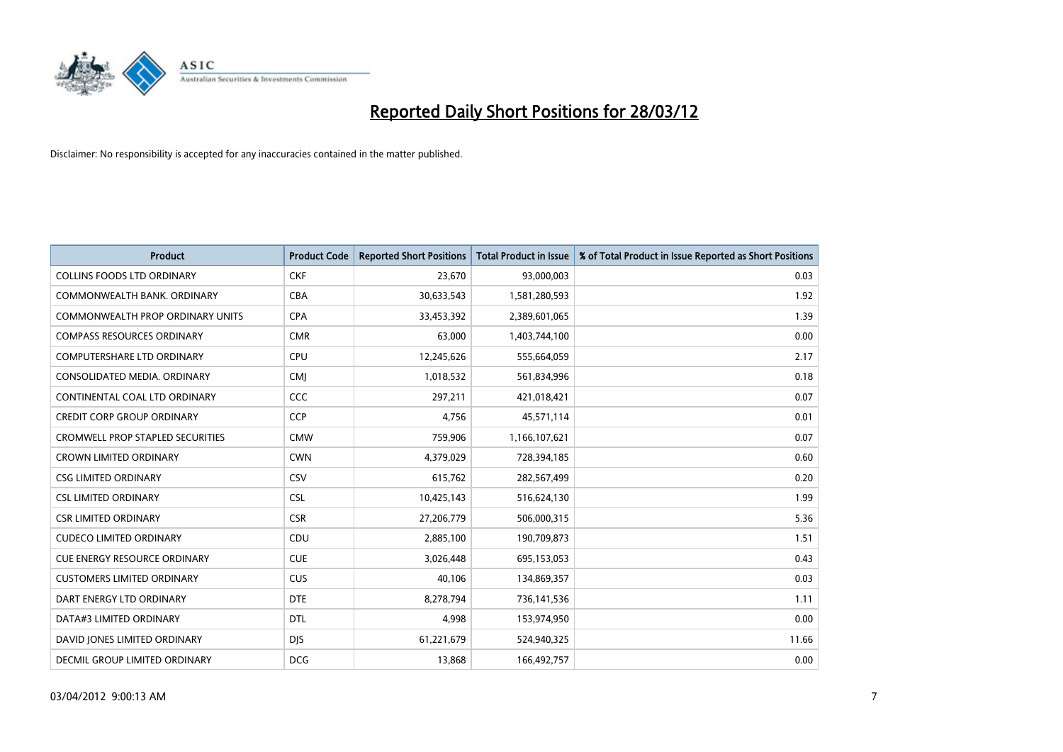# Reported Daily Short Positions for 28/03/12

Disclaimer: No responsibility is accepted for any inaccuracies contained in the matter published.

| Product | Product Code | Reported Short Positions | Total Product in Issue | % of Total Product in Issue Reported as Short Positions |
|---|---|---|---|---|
| COLLINS FOODS LTD ORDINARY | CKF | 23,670 | 93,000,003 | 0.03 |
| COMMONWEALTH BANK. ORDINARY | CBA | 30,633,543 | 1,581,280,593 | 1.92 |
| COMMONWEALTH PROP ORDINARY UNITS | CPA | 33,453,392 | 2,389,601,065 | 1.39 |
| COMPASS RESOURCES ORDINARY | CMR | 63,000 | 1,403,744,100 | 0.00 |
| COMPUTERSHARE LTD ORDINARY | CPU | 12,245,626 | 555,664,059 | 2.17 |
| CONSOLIDATED MEDIA. ORDINARY | CMJ | 1,018,532 | 561,834,996 | 0.18 |
| CONTINENTAL COAL LTD ORDINARY | CCC | 297,211 | 421,018,421 | 0.07 |
| CREDIT CORP GROUP ORDINARY | CCP | 4,756 | 45,571,114 | 0.01 |
| CROMWELL PROP STAPLED SECURITIES | CMW | 759,906 | 1,166,107,621 | 0.07 |
| CROWN LIMITED ORDINARY | CWN | 4,379,029 | 728,394,185 | 0.60 |
| CSG LIMITED ORDINARY | CSV | 615,762 | 282,567,499 | 0.20 |
| CSL LIMITED ORDINARY | CSL | 10,425,143 | 516,624,130 | 1.99 |
| CSR LIMITED ORDINARY | CSR | 27,206,779 | 506,000,315 | 5.36 |
| CUDECO LIMITED ORDINARY | CDU | 2,885,100 | 190,709,873 | 1.51 |
| CUE ENERGY RESOURCE ORDINARY | CUE | 3,026,448 | 695,153,053 | 0.43 |
| CUSTOMERS LIMITED ORDINARY | CUS | 40,106 | 134,869,357 | 0.03 |
| DART ENERGY LTD ORDINARY | DTE | 8,278,794 | 736,141,536 | 1.11 |
| DATA#3 LIMITED ORDINARY | DTL | 4,998 | 153,974,950 | 0.00 |
| DAVID JONES LIMITED ORDINARY | DJS | 61,221,679 | 524,940,325 | 11.66 |
| DECMIL GROUP LIMITED ORDINARY | DCG | 13,868 | 166,492,757 | 0.00 |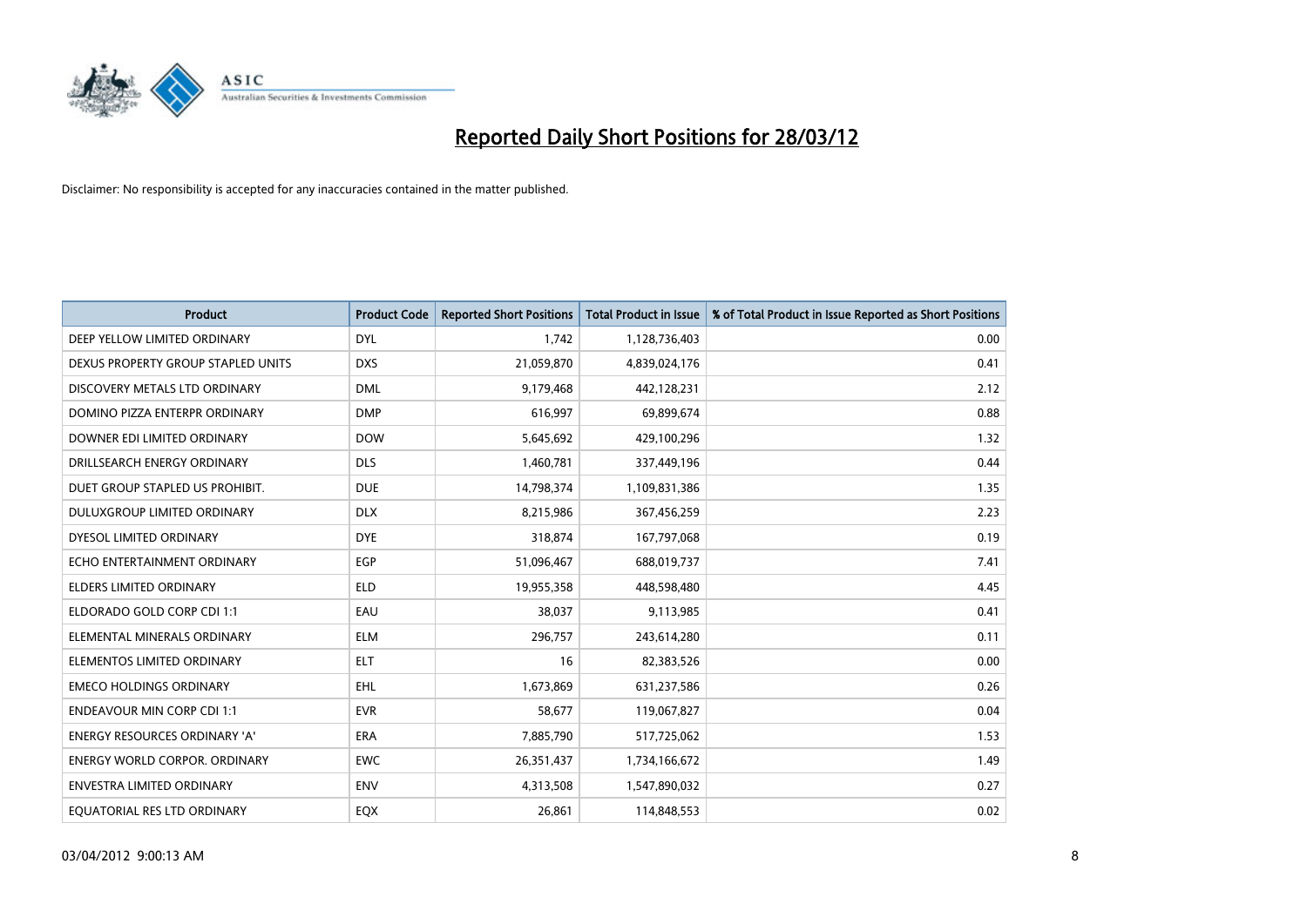# Reported Daily Short Positions for 28/03/12

Disclaimer: No responsibility is accepted for any inaccuracies contained in the matter published.

| Product | Product Code | Reported Short Positions | Total Product in Issue | % of Total Product in Issue Reported as Short Positions |
|---|---|---|---|---|
| DEEP YELLOW LIMITED ORDINARY | DYL | 1,742 | 1,128,736,403 | 0.00 |
| DEXUS PROPERTY GROUP STAPLED UNITS | DXS | 21,059,870 | 4,839,024,176 | 0.41 |
| DISCOVERY METALS LTD ORDINARY | DML | 9,179,468 | 442,128,231 | 2.12 |
| DOMINO PIZZA ENTERPR ORDINARY | DMP | 616,997 | 69,899,674 | 0.88 |
| DOWNER EDI LIMITED ORDINARY | DOW | 5,645,692 | 429,100,296 | 1.32 |
| DRILLSEARCH ENERGY ORDINARY | DLS | 1,460,781 | 337,449,196 | 0.44 |
| DUET GROUP STAPLED US PROHIBIT. | DUE | 14,798,374 | 1,109,831,386 | 1.35 |
| DULUXGROUP LIMITED ORDINARY | DLX | 8,215,986 | 367,456,259 | 2.23 |
| DYESOL LIMITED ORDINARY | DYE | 318,874 | 167,797,068 | 0.19 |
| ECHO ENTERTAINMENT ORDINARY | EGP | 51,096,467 | 688,019,737 | 7.41 |
| ELDERS LIMITED ORDINARY | ELD | 19,955,358 | 448,598,480 | 4.45 |
| ELDORADO GOLD CORP CDI 1:1 | EAU | 38,037 | 9,113,985 | 0.41 |
| ELEMENTAL MINERALS ORDINARY | ELM | 296,757 | 243,614,280 | 0.11 |
| ELEMENTOS LIMITED ORDINARY | ELT | 16 | 82,383,526 | 0.00 |
| EMECO HOLDINGS ORDINARY | EHL | 1,673,869 | 631,237,586 | 0.26 |
| ENDEAVOUR MIN CORP CDI 1:1 | EVR | 58,677 | 119,067,827 | 0.04 |
| ENERGY RESOURCES ORDINARY 'A' | ERA | 7,885,790 | 517,725,062 | 1.53 |
| ENERGY WORLD CORPOR. ORDINARY | EWC | 26,351,437 | 1,734,166,672 | 1.49 |
| ENVESTRA LIMITED ORDINARY | ENV | 4,313,508 | 1,547,890,032 | 0.27 |
| EQUATORIAL RES LTD ORDINARY | EQX | 26,861 | 114,848,553 | 0.02 |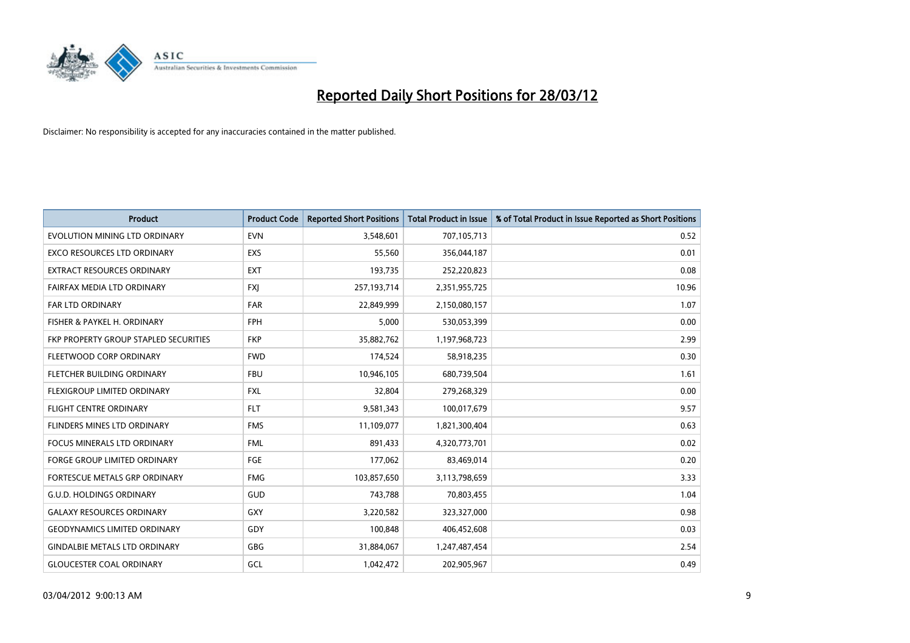# Reported Daily Short Positions for 28/03/12

Disclaimer: No responsibility is accepted for any inaccuracies contained in the matter published.

| Product | Product Code | Reported Short Positions | Total Product in Issue | % of Total Product in Issue Reported as Short Positions |
|---|---|---|---|---|
| EVOLUTION MINING LTD ORDINARY | EVN | 3,548,601 | 707,105,713 | 0.52 |
| EXCO RESOURCES LTD ORDINARY | EXS | 55,560 | 356,044,187 | 0.01 |
| EXTRACT RESOURCES ORDINARY | EXT | 193,735 | 252,220,823 | 0.08 |
| FAIRFAX MEDIA LTD ORDINARY | FXJ | 257,193,714 | 2,351,955,725 | 10.96 |
| FAR LTD ORDINARY | FAR | 22,849,999 | 2,150,080,157 | 1.07 |
| FISHER & PAYKEL H. ORDINARY | FPH | 5,000 | 530,053,399 | 0.00 |
| FKP PROPERTY GROUP STAPLED SECURITIES | FKP | 35,882,762 | 1,197,968,723 | 2.99 |
| FLEETWOOD CORP ORDINARY | FWD | 174,524 | 58,918,235 | 0.30 |
| FLETCHER BUILDING ORDINARY | FBU | 10,946,105 | 680,739,504 | 1.61 |
| FLEXIGROUP LIMITED ORDINARY | FXL | 32,804 | 279,268,329 | 0.00 |
| FLIGHT CENTRE ORDINARY | FLT | 9,581,343 | 100,017,679 | 9.57 |
| FLINDERS MINES LTD ORDINARY | FMS | 11,109,077 | 1,821,300,404 | 0.63 |
| FOCUS MINERALS LTD ORDINARY | FML | 891,433 | 4,320,773,701 | 0.02 |
| FORGE GROUP LIMITED ORDINARY | FGE | 177,062 | 83,469,014 | 0.20 |
| FORTESCUE METALS GRP ORDINARY | FMG | 103,857,650 | 3,113,798,659 | 3.33 |
| G.U.D. HOLDINGS ORDINARY | GUD | 743,788 | 70,803,455 | 1.04 |
| GALAXY RESOURCES ORDINARY | GXY | 3,220,582 | 323,327,000 | 0.98 |
| GEODYNAMICS LIMITED ORDINARY | GDY | 100,848 | 406,452,608 | 0.03 |
| GINDALBIE METALS LTD ORDINARY | GBG | 31,884,067 | 1,247,487,454 | 2.54 |
| GLOUCESTER COAL ORDINARY | GCL | 1,042,472 | 202,905,967 | 0.49 |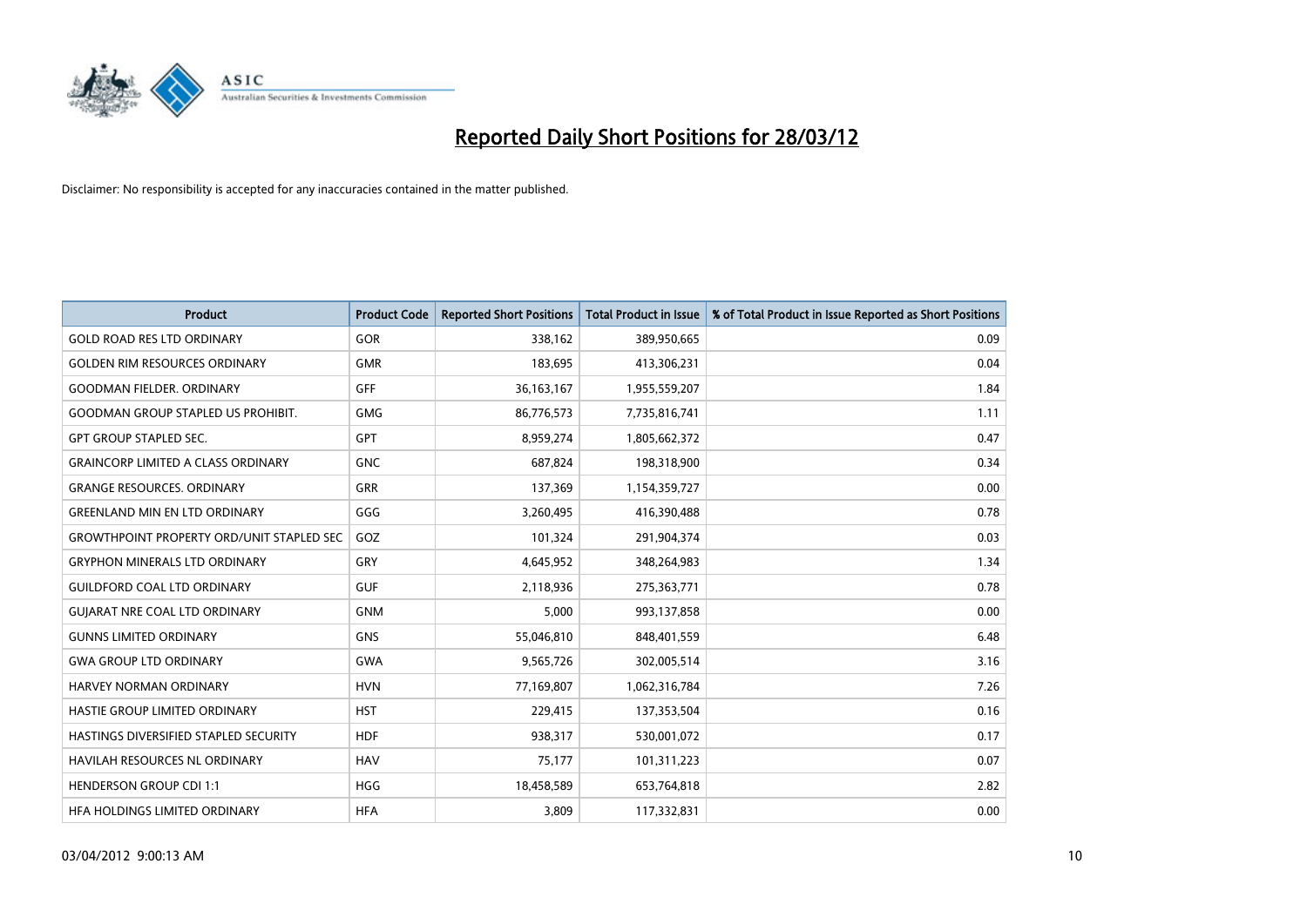# Reported Daily Short Positions for 28/03/12

Disclaimer: No responsibility is accepted for any inaccuracies contained in the matter published.

| Product | Product Code | Reported Short Positions | Total Product in Issue | % of Total Product in Issue Reported as Short Positions |
|---|---|---|---|---|
| GOLD ROAD RES LTD ORDINARY | GOR | 338,162 | 389,950,665 | 0.09 |
| GOLDEN RIM RESOURCES ORDINARY | GMR | 183,695 | 413,306,231 | 0.04 |
| GOODMAN FIELDER. ORDINARY | GFF | 36,163,167 | 1,955,559,207 | 1.84 |
| GOODMAN GROUP STAPLED US PROHIBIT. | GMG | 86,776,573 | 7,735,816,741 | 1.11 |
| GPT GROUP STAPLED SEC. | GPT | 8,959,274 | 1,805,662,372 | 0.47 |
| GRAINCORP LIMITED A CLASS ORDINARY | GNC | 687,824 | 198,318,900 | 0.34 |
| GRANGE RESOURCES. ORDINARY | GRR | 137,369 | 1,154,359,727 | 0.00 |
| GREENLAND MIN EN LTD ORDINARY | GGG | 3,260,495 | 416,390,488 | 0.78 |
| GROWTHPOINT PROPERTY ORD/UNIT STAPLED SEC | GOZ | 101,324 | 291,904,374 | 0.03 |
| GRYPHON MINERALS LTD ORDINARY | GRY | 4,645,952 | 348,264,983 | 1.34 |
| GUILDFORD COAL LTD ORDINARY | GUF | 2,118,936 | 275,363,771 | 0.78 |
| GUJARAT NRE COAL LTD ORDINARY | GNM | 5,000 | 993,137,858 | 0.00 |
| GUNNS LIMITED ORDINARY | GNS | 55,046,810 | 848,401,559 | 6.48 |
| GWA GROUP LTD ORDINARY | GWA | 9,565,726 | 302,005,514 | 3.16 |
| HARVEY NORMAN ORDINARY | HVN | 77,169,807 | 1,062,316,784 | 7.26 |
| HASTIE GROUP LIMITED ORDINARY | HST | 229,415 | 137,353,504 | 0.16 |
| HASTINGS DIVERSIFIED STAPLED SECURITY | HDF | 938,317 | 530,001,072 | 0.17 |
| HAVILAH RESOURCES NL ORDINARY | HAV | 75,177 | 101,311,223 | 0.07 |
| HENDERSON GROUP CDI 1:1 | HGG | 18,458,589 | 653,764,818 | 2.82 |
| HFA HOLDINGS LIMITED ORDINARY | HFA | 3,809 | 117,332,831 | 0.00 |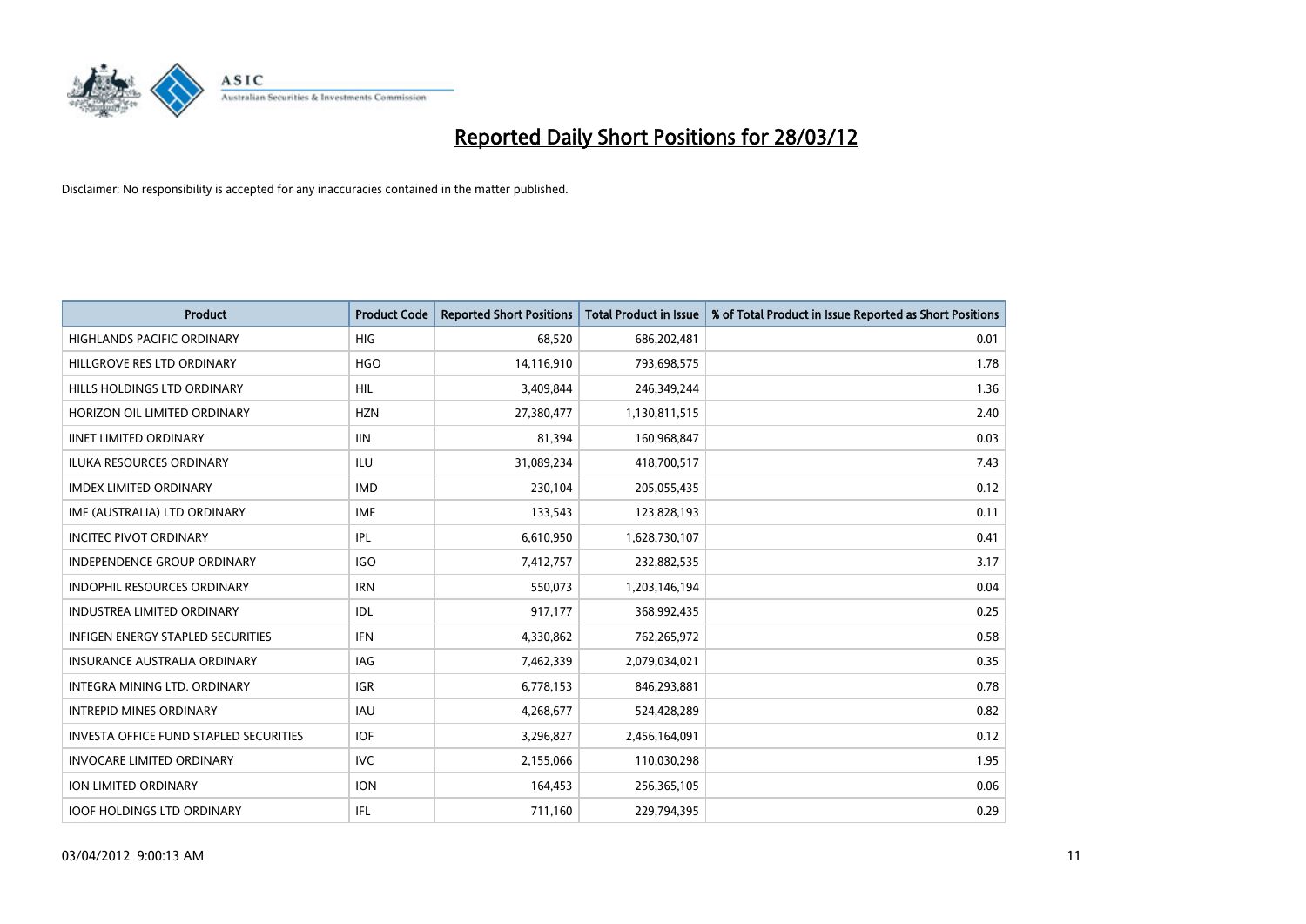# Reported Daily Short Positions for 28/03/12

Disclaimer: No responsibility is accepted for any inaccuracies contained in the matter published.

| Product | Product Code | Reported Short Positions | Total Product in Issue | % of Total Product in Issue Reported as Short Positions |
|---|---|---|---|---|
| HIGHLANDS PACIFIC ORDINARY | HIG | 68,520 | 686,202,481 | 0.01 |
| HILLGROVE RES LTD ORDINARY | HGO | 14,116,910 | 793,698,575 | 1.78 |
| HILLS HOLDINGS LTD ORDINARY | HIL | 3,409,844 | 246,349,244 | 1.36 |
| HORIZON OIL LIMITED ORDINARY | HZN | 27,380,477 | 1,130,811,515 | 2.40 |
| IINET LIMITED ORDINARY | IIN | 81,394 | 160,968,847 | 0.03 |
| ILUKA RESOURCES ORDINARY | ILU | 31,089,234 | 418,700,517 | 7.43 |
| IMDEX LIMITED ORDINARY | IMD | 230,104 | 205,055,435 | 0.12 |
| IMF (AUSTRALIA) LTD ORDINARY | IMF | 133,543 | 123,828,193 | 0.11 |
| INCITEC PIVOT ORDINARY | IPL | 6,610,950 | 1,628,730,107 | 0.41 |
| INDEPENDENCE GROUP ORDINARY | IGO | 7,412,757 | 232,882,535 | 3.17 |
| INDOPHIL RESOURCES ORDINARY | IRN | 550,073 | 1,203,146,194 | 0.04 |
| INDUSTREA LIMITED ORDINARY | IDL | 917,177 | 368,992,435 | 0.25 |
| INFIGEN ENERGY STAPLED SECURITIES | IFN | 4,330,862 | 762,265,972 | 0.58 |
| INSURANCE AUSTRALIA ORDINARY | IAG | 7,462,339 | 2,079,034,021 | 0.35 |
| INTEGRA MINING LTD. ORDINARY | IGR | 6,778,153 | 846,293,881 | 0.78 |
| INTREPID MINES ORDINARY | IAU | 4,268,677 | 524,428,289 | 0.82 |
| INVESTA OFFICE FUND STAPLED SECURITIES | IOF | 3,296,827 | 2,456,164,091 | 0.12 |
| INVOCARE LIMITED ORDINARY | IVC | 2,155,066 | 110,030,298 | 1.95 |
| ION LIMITED ORDINARY | ION | 164,453 | 256,365,105 | 0.06 |
| IOOF HOLDINGS LTD ORDINARY | IFL | 711,160 | 229,794,395 | 0.29 |

03/04/2012 9:00:13 AM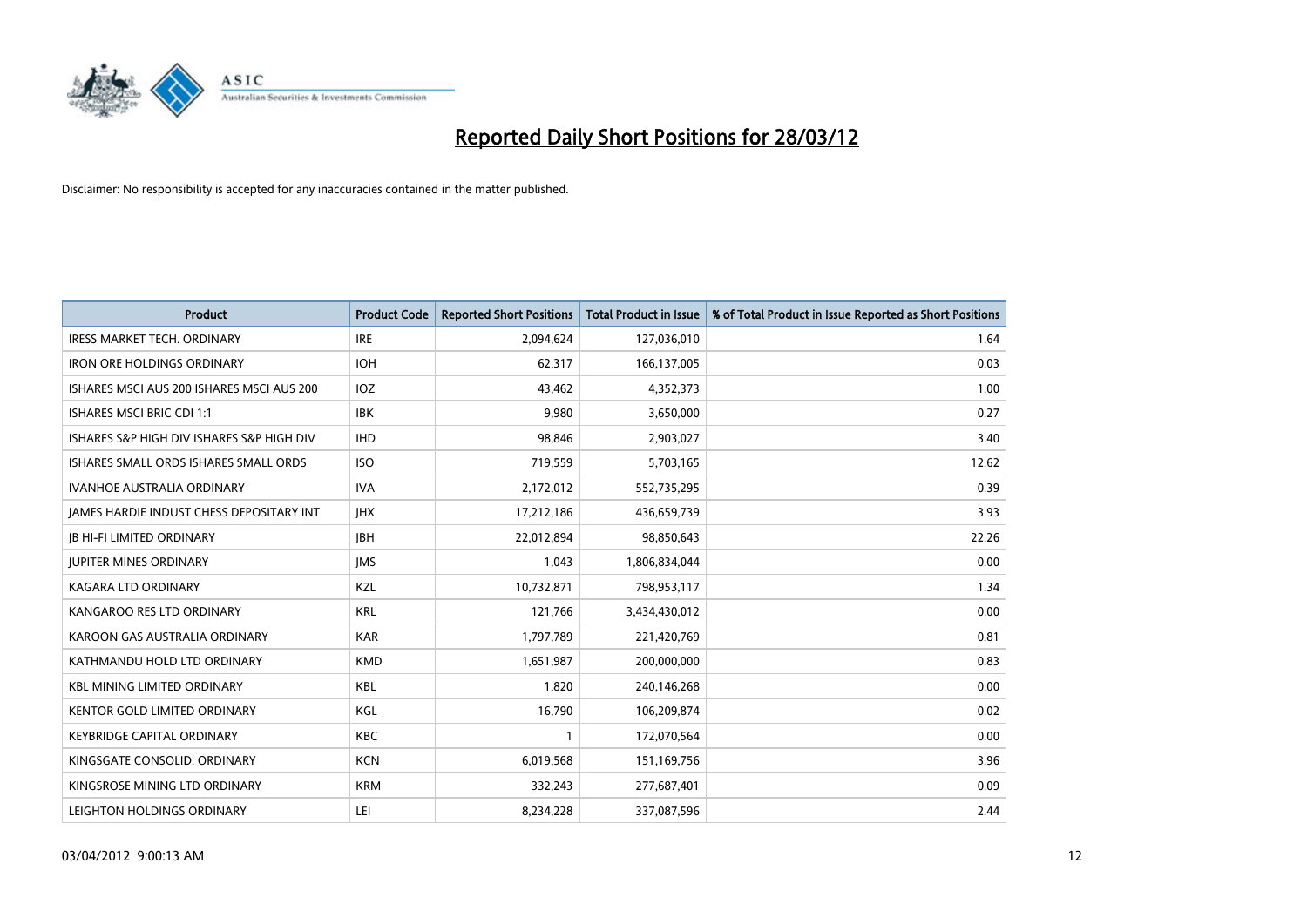# Reported Daily Short Positions for 28/03/12

Disclaimer: No responsibility is accepted for any inaccuracies contained in the matter published.

| Product | Product Code | Reported Short Positions | Total Product in Issue | % of Total Product in Issue Reported as Short Positions |
|---|---|---|---|---|
| IRESS MARKET TECH. ORDINARY | IRE | 2,094,624 | 127,036,010 | 1.64 |
| IRON ORE HOLDINGS ORDINARY | IOH | 62,317 | 166,137,005 | 0.03 |
| ISHARES MSCI AUS 200 ISHARES MSCI AUS 200 | IOZ | 43,462 | 4,352,373 | 1.00 |
| ISHARES MSCI BRIC CDI 1:1 | IBK | 9,980 | 3,650,000 | 0.27 |
| ISHARES S&P HIGH DIV ISHARES S&P HIGH DIV | IHD | 98,846 | 2,903,027 | 3.40 |
| ISHARES SMALL ORDS ISHARES SMALL ORDS | ISO | 719,559 | 5,703,165 | 12.62 |
| IVANHOE AUSTRALIA ORDINARY | IVA | 2,172,012 | 552,735,295 | 0.39 |
| JAMES HARDIE INDUST CHESS DEPOSITARY INT | JHX | 17,212,186 | 436,659,739 | 3.93 |
| JB HI-FI LIMITED ORDINARY | JBH | 22,012,894 | 98,850,643 | 22.26 |
| JUPITER MINES ORDINARY | JMS | 1,043 | 1,806,834,044 | 0.00 |
| KAGARA LTD ORDINARY | KZL | 10,732,871 | 798,953,117 | 1.34 |
| KANGAROO RES LTD ORDINARY | KRL | 121,766 | 3,434,430,012 | 0.00 |
| KAROON GAS AUSTRALIA ORDINARY | KAR | 1,797,789 | 221,420,769 | 0.81 |
| KATHMANDU HOLD LTD ORDINARY | KMD | 1,651,987 | 200,000,000 | 0.83 |
| KBL MINING LIMITED ORDINARY | KBL | 1,820 | 240,146,268 | 0.00 |
| KENTOR GOLD LIMITED ORDINARY | KGL | 16,790 | 106,209,874 | 0.02 |
| KEYBRIDGE CAPITAL ORDINARY | KBC | 1 | 172,070,564 | 0.00 |
| KINGSGATE CONSOLID. ORDINARY | KCN | 6,019,568 | 151,169,756 | 3.96 |
| KINGSROSE MINING LTD ORDINARY | KRM | 332,243 | 277,687,401 | 0.09 |
| LEIGHTON HOLDINGS ORDINARY | LEI | 8,234,228 | 337,087,596 | 2.44 |

03/04/2012 9:00:13 AM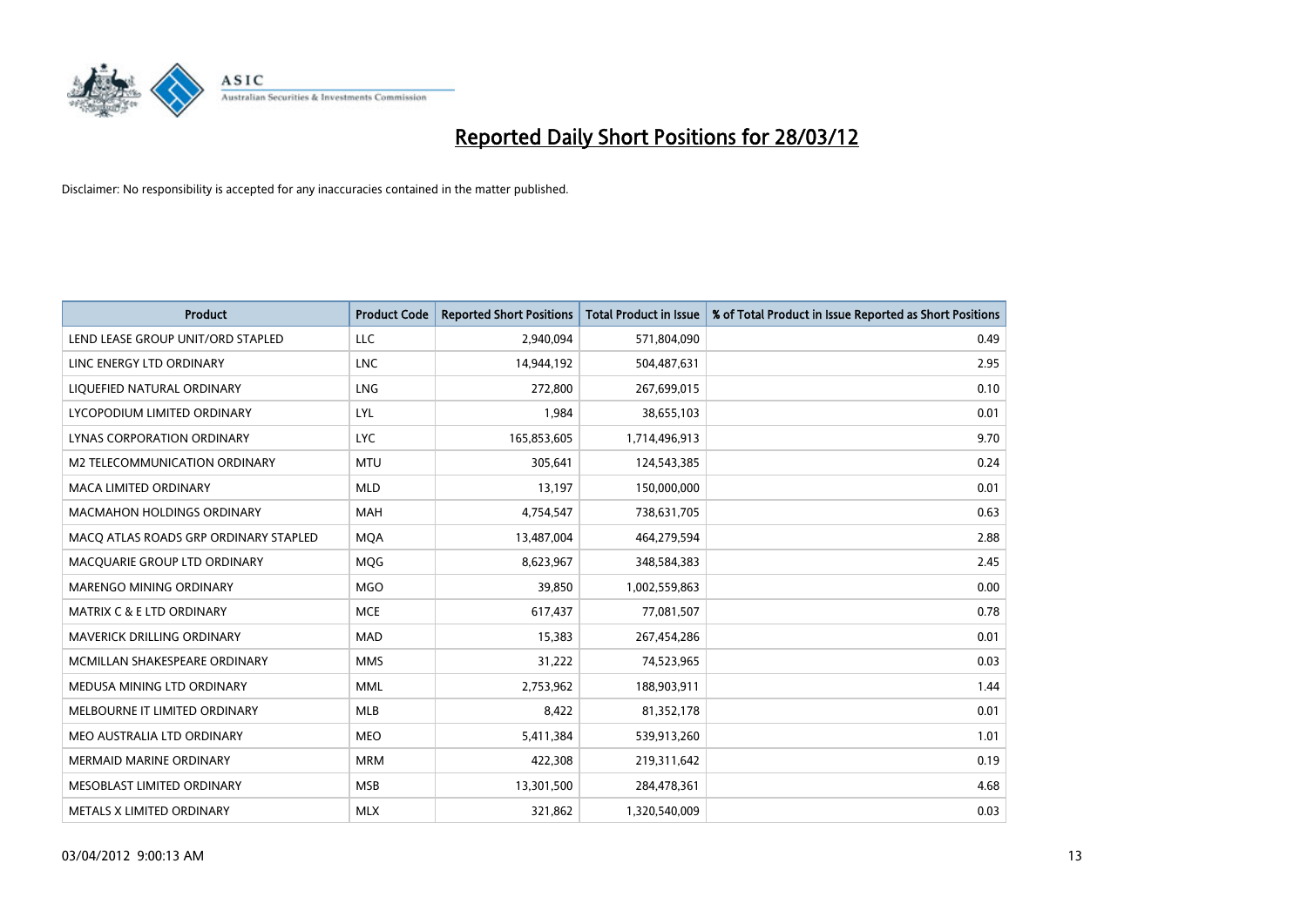# Reported Daily Short Positions for 28/03/12

Disclaimer: No responsibility is accepted for any inaccuracies contained in the matter published.

| Product | Product Code | Reported Short Positions | Total Product in Issue | % of Total Product in Issue Reported as Short Positions |
|---|---|---|---|---|
| LEND LEASE GROUP UNIT/ORD STAPLED | LLC | 2,940,094 | 571,804,090 | 0.49 |
| LINC ENERGY LTD ORDINARY | LNC | 14,944,192 | 504,487,631 | 2.95 |
| LIQUEFIED NATURAL ORDINARY | LNG | 272,800 | 267,699,015 | 0.10 |
| LYCOPODIUM LIMITED ORDINARY | LYL | 1,984 | 38,655,103 | 0.01 |
| LYNAS CORPORATION ORDINARY | LYC | 165,853,605 | 1,714,496,913 | 9.70 |
| M2 TELECOMMUNICATION ORDINARY | MTU | 305,641 | 124,543,385 | 0.24 |
| MACA LIMITED ORDINARY | MLD | 13,197 | 150,000,000 | 0.01 |
| MACMAHON HOLDINGS ORDINARY | MAH | 4,754,547 | 738,631,705 | 0.63 |
| MACQ ATLAS ROADS GRP ORDINARY STAPLED | MQA | 13,487,004 | 464,279,594 | 2.88 |
| MACQUARIE GROUP LTD ORDINARY | MQG | 8,623,967 | 348,584,383 | 2.45 |
| MARENGO MINING ORDINARY | MGO | 39,850 | 1,002,559,863 | 0.00 |
| MATRIX C & E LTD ORDINARY | MCE | 617,437 | 77,081,507 | 0.78 |
| MAVERICK DRILLING ORDINARY | MAD | 15,383 | 267,454,286 | 0.01 |
| MCMILLAN SHAKESPEARE ORDINARY | MMS | 31,222 | 74,523,965 | 0.03 |
| MEDUSA MINING LTD ORDINARY | MML | 2,753,962 | 188,903,911 | 1.44 |
| MELBOURNE IT LIMITED ORDINARY | MLB | 8,422 | 81,352,178 | 0.01 |
| MEO AUSTRALIA LTD ORDINARY | MEO | 5,411,384 | 539,913,260 | 1.01 |
| MERMAID MARINE ORDINARY | MRM | 422,308 | 219,311,642 | 0.19 |
| MESOBLAST LIMITED ORDINARY | MSB | 13,301,500 | 284,478,361 | 4.68 |
| METALS X LIMITED ORDINARY | MLX | 321,862 | 1,320,540,009 | 0.03 |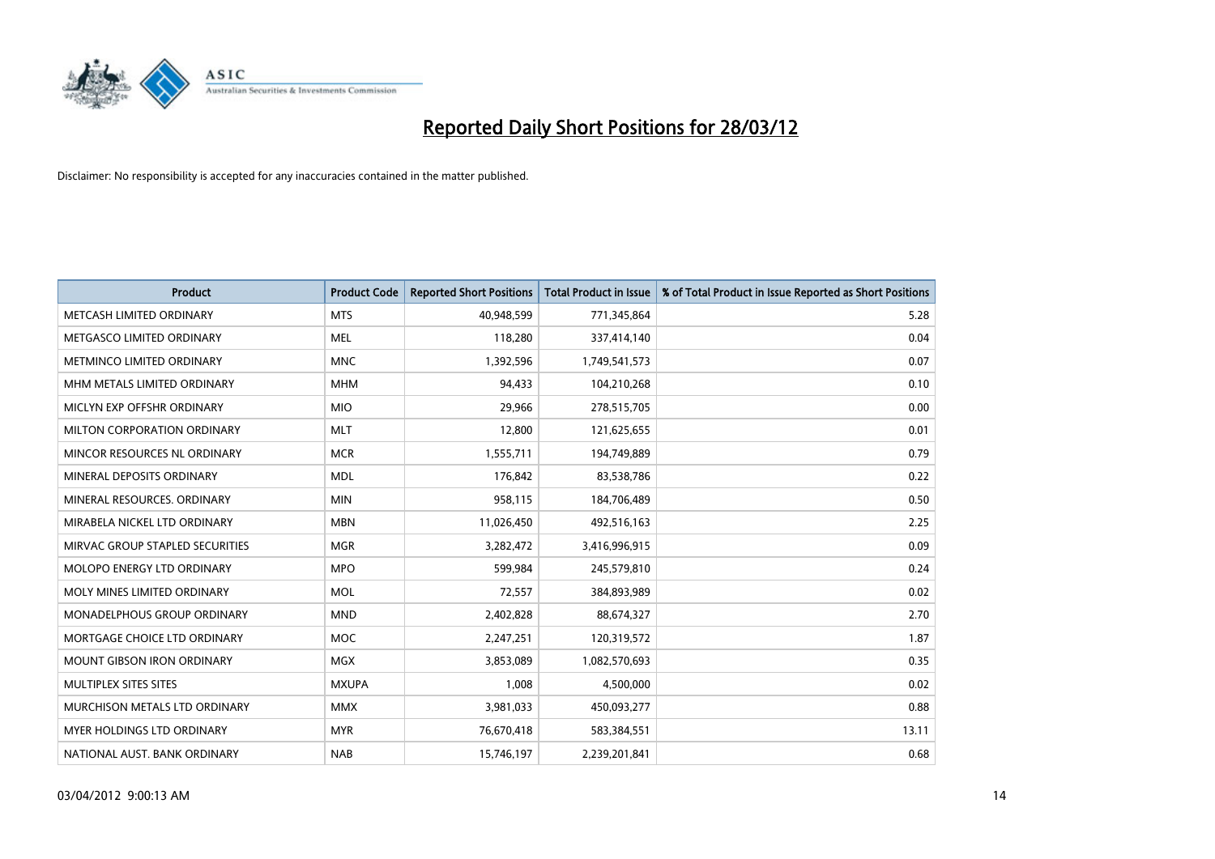# Reported Daily Short Positions for 28/03/12

Disclaimer: No responsibility is accepted for any inaccuracies contained in the matter published.

| Product | Product Code | Reported Short Positions | Total Product in Issue | % of Total Product in Issue Reported as Short Positions |
|---|---|---|---|---|
| METCASH LIMITED ORDINARY | MTS | 40,948,599 | 771,345,864 | 5.28 |
| METGASCO LIMITED ORDINARY | MEL | 118,280 | 337,414,140 | 0.04 |
| METMINCO LIMITED ORDINARY | MNC | 1,392,596 | 1,749,541,573 | 0.07 |
| MHM METALS LIMITED ORDINARY | MHM | 94,433 | 104,210,268 | 0.10 |
| MICLYN EXP OFFSHR ORDINARY | MIO | 29,966 | 278,515,705 | 0.00 |
| MILTON CORPORATION ORDINARY | MLT | 12,800 | 121,625,655 | 0.01 |
| MINCOR RESOURCES NL ORDINARY | MCR | 1,555,711 | 194,749,889 | 0.79 |
| MINERAL DEPOSITS ORDINARY | MDL | 176,842 | 83,538,786 | 0.22 |
| MINERAL RESOURCES. ORDINARY | MIN | 958,115 | 184,706,489 | 0.50 |
| MIRABELA NICKEL LTD ORDINARY | MBN | 11,026,450 | 492,516,163 | 2.25 |
| MIRVAC GROUP STAPLED SECURITIES | MGR | 3,282,472 | 3,416,996,915 | 0.09 |
| MOLOPO ENERGY LTD ORDINARY | MPO | 599,984 | 245,579,810 | 0.24 |
| MOLY MINES LIMITED ORDINARY | MOL | 72,557 | 384,893,989 | 0.02 |
| MONADELPHOUS GROUP ORDINARY | MND | 2,402,828 | 88,674,327 | 2.70 |
| MORTGAGE CHOICE LTD ORDINARY | MOC | 2,247,251 | 120,319,572 | 1.87 |
| MOUNT GIBSON IRON ORDINARY | MGX | 3,853,089 | 1,082,570,693 | 0.35 |
| MULTIPLEX SITES SITES | MXUPA | 1,008 | 4,500,000 | 0.02 |
| MURCHISON METALS LTD ORDINARY | MMX | 3,981,033 | 450,093,277 | 0.88 |
| MYER HOLDINGS LTD ORDINARY | MYR | 76,670,418 | 583,384,551 | 13.11 |
| NATIONAL AUST. BANK ORDINARY | NAB | 15,746,197 | 2,239,201,841 | 0.68 |

03/04/2012 9:00:13 AM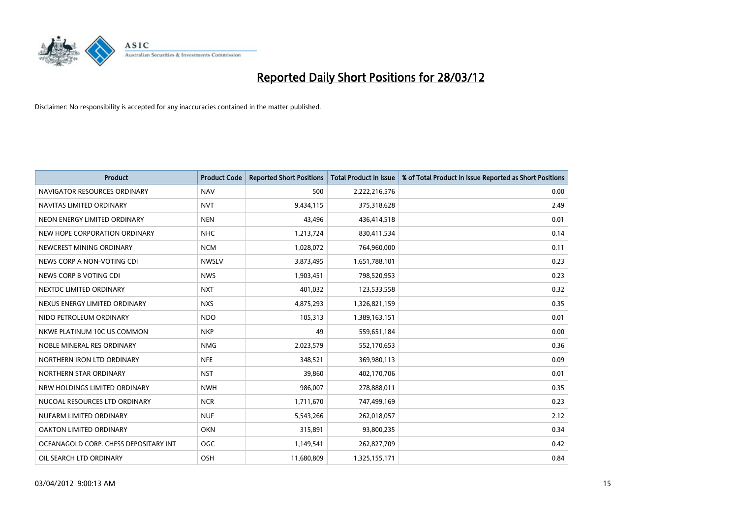# Reported Daily Short Positions for 28/03/12

Disclaimer: No responsibility is accepted for any inaccuracies contained in the matter published.

| Product | Product Code | Reported Short Positions | Total Product in Issue | % of Total Product in Issue Reported as Short Positions |
|---|---|---|---|---|
| NAVIGATOR RESOURCES ORDINARY | NAV | 500 | 2,222,216,576 | 0.00 |
| NAVITAS LIMITED ORDINARY | NVT | 9,434,115 | 375,318,628 | 2.49 |
| NEON ENERGY LIMITED ORDINARY | NEN | 43,496 | 436,414,518 | 0.01 |
| NEW HOPE CORPORATION ORDINARY | NHC | 1,213,724 | 830,411,534 | 0.14 |
| NEWCREST MINING ORDINARY | NCM | 1,028,072 | 764,960,000 | 0.11 |
| NEWS CORP A NON-VOTING CDI | NWSLV | 3,873,495 | 1,651,788,101 | 0.23 |
| NEWS CORP B VOTING CDI | NWS | 1,903,451 | 798,520,953 | 0.23 |
| NEXTDC LIMITED ORDINARY | NXT | 401,032 | 123,533,558 | 0.32 |
| NEXUS ENERGY LIMITED ORDINARY | NXS | 4,875,293 | 1,326,821,159 | 0.35 |
| NIDO PETROLEUM ORDINARY | NDO | 105,313 | 1,389,163,151 | 0.01 |
| NKWE PLATINUM 10C US COMMON | NKP | 49 | 559,651,184 | 0.00 |
| NOBLE MINERAL RES ORDINARY | NMG | 2,023,579 | 552,170,653 | 0.36 |
| NORTHERN IRON LTD ORDINARY | NFE | 348,521 | 369,980,113 | 0.09 |
| NORTHERN STAR ORDINARY | NST | 39,860 | 402,170,706 | 0.01 |
| NRW HOLDINGS LIMITED ORDINARY | NWH | 986,007 | 278,888,011 | 0.35 |
| NUCOAL RESOURCES LTD ORDINARY | NCR | 1,711,670 | 747,499,169 | 0.23 |
| NUFARM LIMITED ORDINARY | NUF | 5,543,266 | 262,018,057 | 2.12 |
| OAKTON LIMITED ORDINARY | OKN | 315,891 | 93,800,235 | 0.34 |
| OCEANAGOLD CORP. CHESS DEPOSITARY INT | OGC | 1,149,541 | 262,827,709 | 0.42 |
| OIL SEARCH LTD ORDINARY | OSH | 11,680,809 | 1,325,155,171 | 0.84 |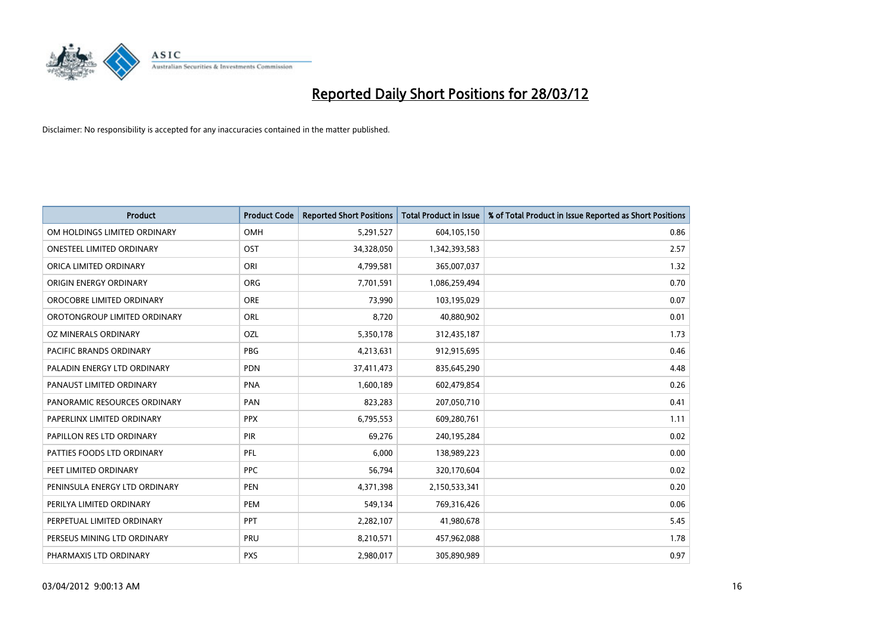# Reported Daily Short Positions for 28/03/12

Disclaimer: No responsibility is accepted for any inaccuracies contained in the matter published.

| Product | Product Code | Reported Short Positions | Total Product in Issue | % of Total Product in Issue Reported as Short Positions |
|---|---|---|---|---|
| OM HOLDINGS LIMITED ORDINARY | OMH | 5,291,527 | 604,105,150 | 0.86 |
| ONESTEEL LIMITED ORDINARY | OST | 34,328,050 | 1,342,393,583 | 2.57 |
| ORICA LIMITED ORDINARY | ORI | 4,799,581 | 365,007,037 | 1.32 |
| ORIGIN ENERGY ORDINARY | ORG | 7,701,591 | 1,086,259,494 | 0.70 |
| OROCOBRE LIMITED ORDINARY | ORE | 73,990 | 103,195,029 | 0.07 |
| OROTONGROUP LIMITED ORDINARY | ORL | 8,720 | 40,880,902 | 0.01 |
| OZ MINERALS ORDINARY | OZL | 5,350,178 | 312,435,187 | 1.73 |
| PACIFIC BRANDS ORDINARY | PBG | 4,213,631 | 912,915,695 | 0.46 |
| PALADIN ENERGY LTD ORDINARY | PDN | 37,411,473 | 835,645,290 | 4.48 |
| PANAUST LIMITED ORDINARY | PNA | 1,600,189 | 602,479,854 | 0.26 |
| PANORAMIC RESOURCES ORDINARY | PAN | 823,283 | 207,050,710 | 0.41 |
| PAPERLINX LIMITED ORDINARY | PPX | 6,795,553 | 609,280,761 | 1.11 |
| PAPILLON RES LTD ORDINARY | PIR | 69,276 | 240,195,284 | 0.02 |
| PATTIES FOODS LTD ORDINARY | PFL | 6,000 | 138,989,223 | 0.00 |
| PEET LIMITED ORDINARY | PPC | 56,794 | 320,170,604 | 0.02 |
| PENINSULA ENERGY LTD ORDINARY | PEN | 4,371,398 | 2,150,533,341 | 0.20 |
| PERILYA LIMITED ORDINARY | PEM | 549,134 | 769,316,426 | 0.06 |
| PERPETUAL LIMITED ORDINARY | PPT | 2,282,107 | 41,980,678 | 5.45 |
| PERSEUS MINING LTD ORDINARY | PRU | 8,210,571 | 457,962,088 | 1.78 |
| PHARMAXIS LTD ORDINARY | PXS | 2,980,017 | 305,890,989 | 0.97 |

03/04/2012 9:00:13 AM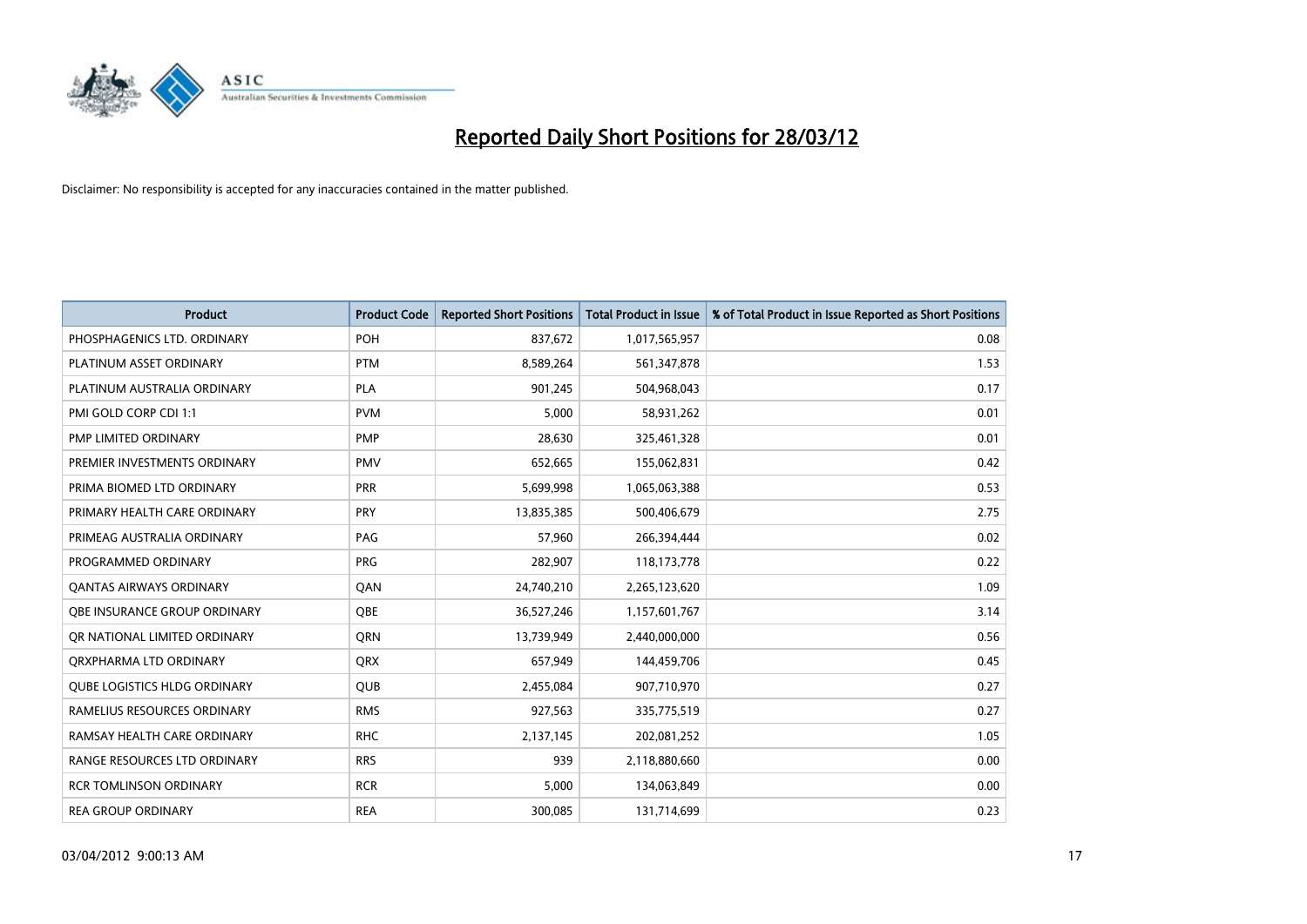# Reported Daily Short Positions for 28/03/12

Disclaimer: No responsibility is accepted for any inaccuracies contained in the matter published.

| Product | Product Code | Reported Short Positions | Total Product in Issue | % of Total Product in Issue Reported as Short Positions |
|---|---|---|---|---|
| PHOSPHAGENICS LTD. ORDINARY | POH | 837,672 | 1,017,565,957 | 0.08 |
| PLATINUM ASSET ORDINARY | PTM | 8,589,264 | 561,347,878 | 1.53 |
| PLATINUM AUSTRALIA ORDINARY | PLA | 901,245 | 504,968,043 | 0.17 |
| PMI GOLD CORP CDI 1:1 | PVM | 5,000 | 58,931,262 | 0.01 |
| PMP LIMITED ORDINARY | PMP | 28,630 | 325,461,328 | 0.01 |
| PREMIER INVESTMENTS ORDINARY | PMV | 652,665 | 155,062,831 | 0.42 |
| PRIMA BIOMED LTD ORDINARY | PRR | 5,699,998 | 1,065,063,388 | 0.53 |
| PRIMARY HEALTH CARE ORDINARY | PRY | 13,835,385 | 500,406,679 | 2.75 |
| PRIMEAG AUSTRALIA ORDINARY | PAG | 57,960 | 266,394,444 | 0.02 |
| PROGRAMMED ORDINARY | PRG | 282,907 | 118,173,778 | 0.22 |
| QANTAS AIRWAYS ORDINARY | QAN | 24,740,210 | 2,265,123,620 | 1.09 |
| QBE INSURANCE GROUP ORDINARY | QBE | 36,527,246 | 1,157,601,767 | 3.14 |
| QR NATIONAL LIMITED ORDINARY | QRN | 13,739,949 | 2,440,000,000 | 0.56 |
| QRXPHARMA LTD ORDINARY | QRX | 657,949 | 144,459,706 | 0.45 |
| QUBE LOGISTICS HLDG ORDINARY | QUB | 2,455,084 | 907,710,970 | 0.27 |
| RAMELIUS RESOURCES ORDINARY | RMS | 927,563 | 335,775,519 | 0.27 |
| RAMSAY HEALTH CARE ORDINARY | RHC | 2,137,145 | 202,081,252 | 1.05 |
| RANGE RESOURCES LTD ORDINARY | RRS | 939 | 2,118,880,660 | 0.00 |
| RCR TOMLINSON ORDINARY | RCR | 5,000 | 134,063,849 | 0.00 |
| REA GROUP ORDINARY | REA | 300,085 | 131,714,699 | 0.23 |

03/04/2012 9:00:13 AM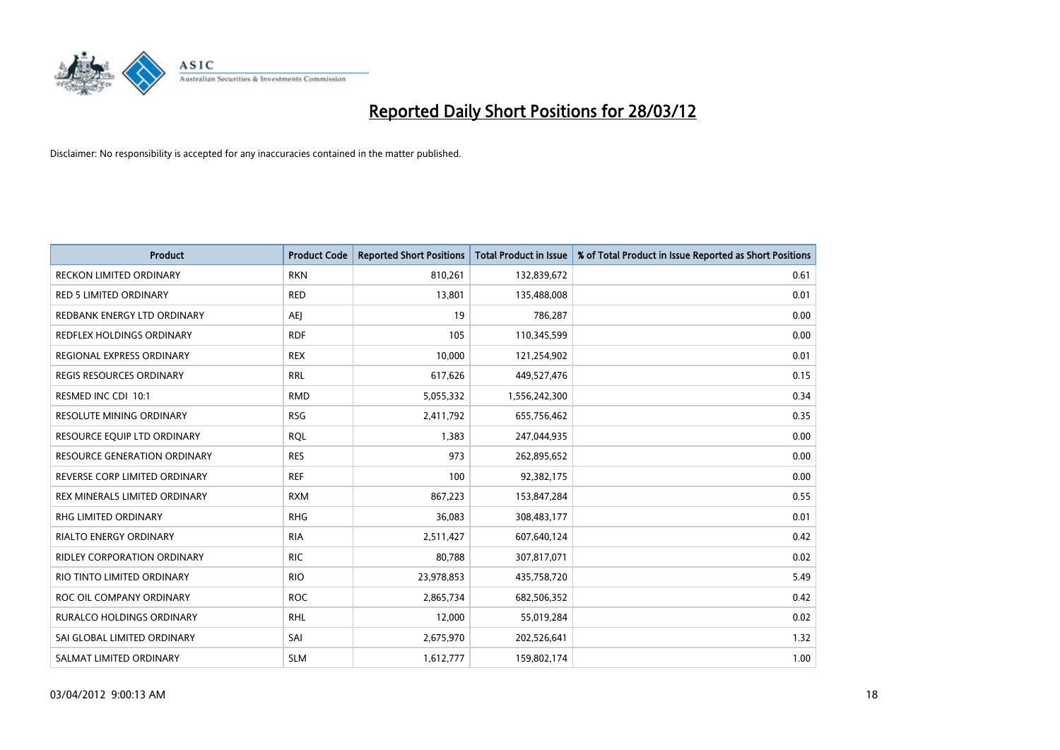# Reported Daily Short Positions for 28/03/12

Disclaimer: No responsibility is accepted for any inaccuracies contained in the matter published.

| Product | Product Code | Reported Short Positions | Total Product in Issue | % of Total Product in Issue Reported as Short Positions |
|---|---|---|---|---|
| RECKON LIMITED ORDINARY | RKN | 810,261 | 132,839,672 | 0.61 |
| RED 5 LIMITED ORDINARY | RED | 13,801 | 135,488,008 | 0.01 |
| REDBANK ENERGY LTD ORDINARY | AEJ | 19 | 786,287 | 0.00 |
| REDFLEX HOLDINGS ORDINARY | RDF | 105 | 110,345,599 | 0.00 |
| REGIONAL EXPRESS ORDINARY | REX | 10,000 | 121,254,902 | 0.01 |
| REGIS RESOURCES ORDINARY | RRL | 617,626 | 449,527,476 | 0.15 |
| RESMED INC CDI 10:1 | RMD | 5,055,332 | 1,556,242,300 | 0.34 |
| RESOLUTE MINING ORDINARY | RSG | 2,411,792 | 655,756,462 | 0.35 |
| RESOURCE EQUIP LTD ORDINARY | RQL | 1,383 | 247,044,935 | 0.00 |
| RESOURCE GENERATION ORDINARY | RES | 973 | 262,895,652 | 0.00 |
| REVERSE CORP LIMITED ORDINARY | REF | 100 | 92,382,175 | 0.00 |
| REX MINERALS LIMITED ORDINARY | RXM | 867,223 | 153,847,284 | 0.55 |
| RHG LIMITED ORDINARY | RHG | 36,083 | 308,483,177 | 0.01 |
| RIALTO ENERGY ORDINARY | RIA | 2,511,427 | 607,640,124 | 0.42 |
| RIDLEY CORPORATION ORDINARY | RIC | 80,788 | 307,817,071 | 0.02 |
| RIO TINTO LIMITED ORDINARY | RIO | 23,978,853 | 435,758,720 | 5.49 |
| ROC OIL COMPANY ORDINARY | ROC | 2,865,734 | 682,506,352 | 0.42 |
| RURALCO HOLDINGS ORDINARY | RHL | 12,000 | 55,019,284 | 0.02 |
| SAI GLOBAL LIMITED ORDINARY | SAI | 2,675,970 | 202,526,641 | 1.32 |
| SALMAT LIMITED ORDINARY | SLM | 1,612,777 | 159,802,174 | 1.00 |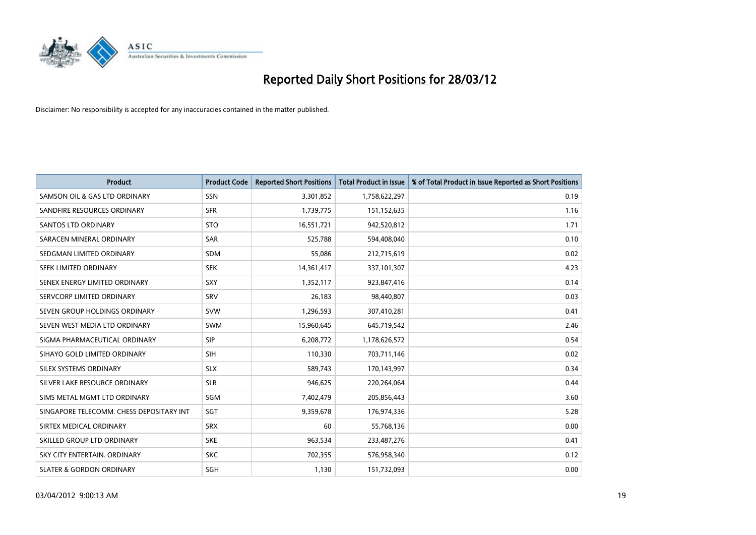# Reported Daily Short Positions for 28/03/12

Disclaimer: No responsibility is accepted for any inaccuracies contained in the matter published.

| Product | Product Code | Reported Short Positions | Total Product in Issue | % of Total Product in Issue Reported as Short Positions |
|---|---|---|---|---|
| SAMSON OIL & GAS LTD ORDINARY | SSN | 3,301,852 | 1,758,622,297 | 0.19 |
| SANDFIRE RESOURCES ORDINARY | SFR | 1,739,775 | 151,152,635 | 1.16 |
| SANTOS LTD ORDINARY | STO | 16,551,721 | 942,520,812 | 1.71 |
| SARACEN MINERAL ORDINARY | SAR | 525,788 | 594,408,040 | 0.10 |
| SEDGMAN LIMITED ORDINARY | SDM | 55,086 | 212,715,619 | 0.02 |
| SEEK LIMITED ORDINARY | SEK | 14,361,417 | 337,101,307 | 4.23 |
| SENEX ENERGY LIMITED ORDINARY | SXY | 1,352,117 | 923,847,416 | 0.14 |
| SERVCORP LIMITED ORDINARY | SRV | 26,183 | 98,440,807 | 0.03 |
| SEVEN GROUP HOLDINGS ORDINARY | SVW | 1,296,593 | 307,410,281 | 0.41 |
| SEVEN WEST MEDIA LTD ORDINARY | SWM | 15,960,645 | 645,719,542 | 2.46 |
| SIGMA PHARMACEUTICAL ORDINARY | SIP | 6,208,772 | 1,178,626,572 | 0.54 |
| SIHAYO GOLD LIMITED ORDINARY | SIH | 110,330 | 703,711,146 | 0.02 |
| SILEX SYSTEMS ORDINARY | SLX | 589,743 | 170,143,997 | 0.34 |
| SILVER LAKE RESOURCE ORDINARY | SLR | 946,625 | 220,264,064 | 0.44 |
| SIMS METAL MGMT LTD ORDINARY | SGM | 7,402,479 | 205,856,443 | 3.60 |
| SINGAPORE TELECOMM. CHESS DEPOSITARY INT | SGT | 9,359,678 | 176,974,336 | 5.28 |
| SIRTEX MEDICAL ORDINARY | SRX | 60 | 55,768,136 | 0.00 |
| SKILLED GROUP LTD ORDINARY | SKE | 963,534 | 233,487,276 | 0.41 |
| SKY CITY ENTERTAIN. ORDINARY | SKC | 702,355 | 576,958,340 | 0.12 |
| SLATER & GORDON ORDINARY | SGH | 1,130 | 151,732,093 | 0.00 |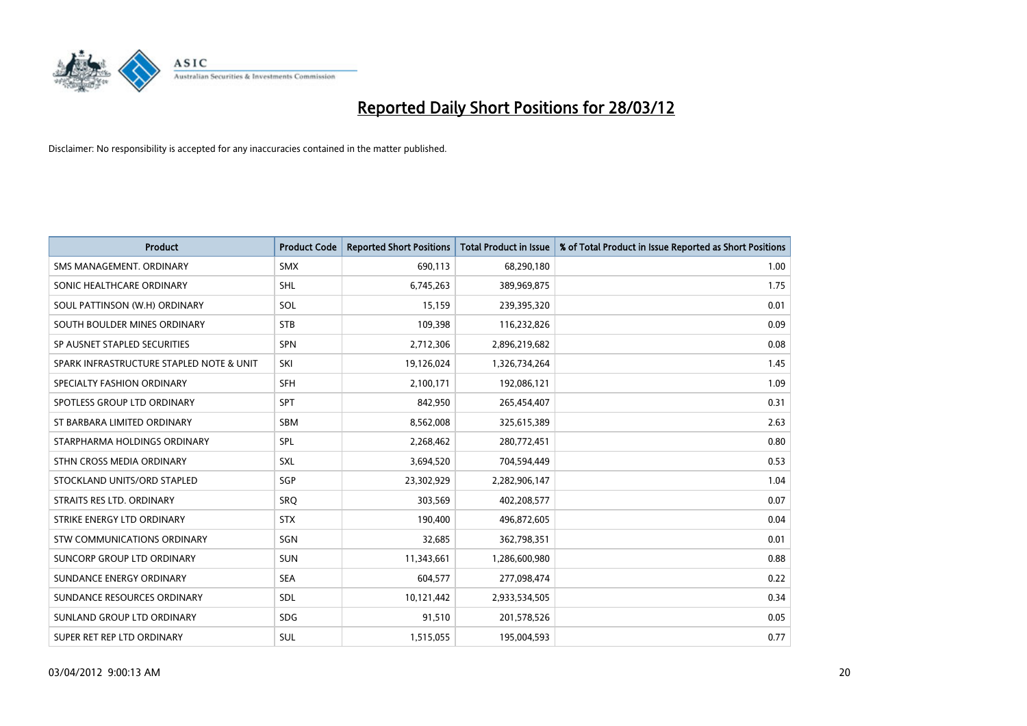# Reported Daily Short Positions for 28/03/12

Disclaimer: No responsibility is accepted for any inaccuracies contained in the matter published.

| Product | Product Code | Reported Short Positions | Total Product in Issue | % of Total Product in Issue Reported as Short Positions |
|---|---|---|---|---|
| SMS MANAGEMENT. ORDINARY | SMX | 690,113 | 68,290,180 | 1.00 |
| SONIC HEALTHCARE ORDINARY | SHL | 6,745,263 | 389,969,875 | 1.75 |
| SOUL PATTINSON (W.H) ORDINARY | SOL | 15,159 | 239,395,320 | 0.01 |
| SOUTH BOULDER MINES ORDINARY | STB | 109,398 | 116,232,826 | 0.09 |
| SP AUSNET STAPLED SECURITIES | SPN | 2,712,306 | 2,896,219,682 | 0.08 |
| SPARK INFRASTRUCTURE STAPLED NOTE & UNIT | SKI | 19,126,024 | 1,326,734,264 | 1.45 |
| SPECIALTY FASHION ORDINARY | SFH | 2,100,171 | 192,086,121 | 1.09 |
| SPOTLESS GROUP LTD ORDINARY | SPT | 842,950 | 265,454,407 | 0.31 |
| ST BARBARA LIMITED ORDINARY | SBM | 8,562,008 | 325,615,389 | 2.63 |
| STARPHARMA HOLDINGS ORDINARY | SPL | 2,268,462 | 280,772,451 | 0.80 |
| STHN CROSS MEDIA ORDINARY | SXL | 3,694,520 | 704,594,449 | 0.53 |
| STOCKLAND UNITS/ORD STAPLED | SGP | 23,302,929 | 2,282,906,147 | 1.04 |
| STRAITS RES LTD. ORDINARY | SRQ | 303,569 | 402,208,577 | 0.07 |
| STRIKE ENERGY LTD ORDINARY | STX | 190,400 | 496,872,605 | 0.04 |
| STW COMMUNICATIONS ORDINARY | SGN | 32,685 | 362,798,351 | 0.01 |
| SUNCORP GROUP LTD ORDINARY | SUN | 11,343,661 | 1,286,600,980 | 0.88 |
| SUNDANCE ENERGY ORDINARY | SEA | 604,577 | 277,098,474 | 0.22 |
| SUNDANCE RESOURCES ORDINARY | SDL | 10,121,442 | 2,933,534,505 | 0.34 |
| SUNLAND GROUP LTD ORDINARY | SDG | 91,510 | 201,578,526 | 0.05 |
| SUPER RET REP LTD ORDINARY | SUL | 1,515,055 | 195,004,593 | 0.77 |

03/04/2012 9:00:13 AM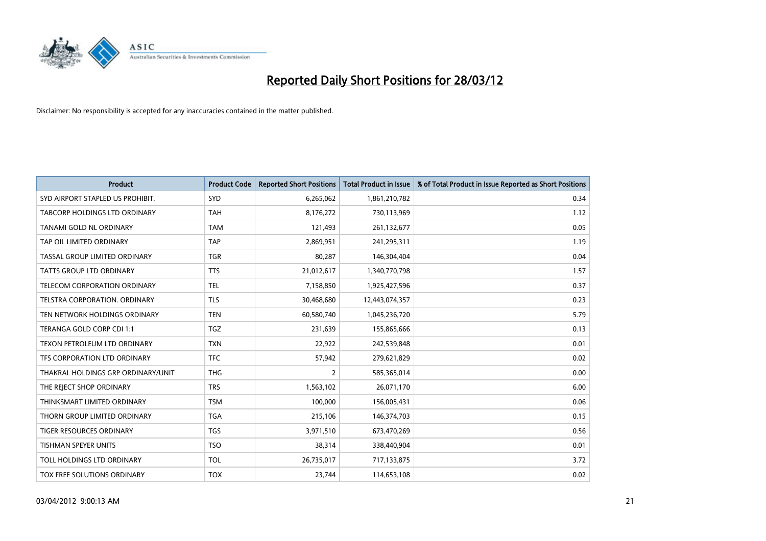# Reported Daily Short Positions for 28/03/12

Disclaimer: No responsibility is accepted for any inaccuracies contained in the matter published.

| Product | Product Code | Reported Short Positions | Total Product in Issue | % of Total Product in Issue Reported as Short Positions |
|---|---|---|---|---|
| SYD AIRPORT STAPLED US PROHIBIT. | SYD | 6,265,062 | 1,861,210,782 | 0.34 |
| TABCORP HOLDINGS LTD ORDINARY | TAH | 8,176,272 | 730,113,969 | 1.12 |
| TANAMI GOLD NL ORDINARY | TAM | 121,493 | 261,132,677 | 0.05 |
| TAP OIL LIMITED ORDINARY | TAP | 2,869,951 | 241,295,311 | 1.19 |
| TASSAL GROUP LIMITED ORDINARY | TGR | 80,287 | 146,304,404 | 0.04 |
| TATTS GROUP LTD ORDINARY | TTS | 21,012,617 | 1,340,770,798 | 1.57 |
| TELECOM CORPORATION ORDINARY | TEL | 7,158,850 | 1,925,427,596 | 0.37 |
| TELSTRA CORPORATION. ORDINARY | TLS | 30,468,680 | 12,443,074,357 | 0.23 |
| TEN NETWORK HOLDINGS ORDINARY | TEN | 60,580,740 | 1,045,236,720 | 5.79 |
| TERANGA GOLD CORP CDI 1:1 | TGZ | 231,639 | 155,865,666 | 0.13 |
| TEXON PETROLEUM LTD ORDINARY | TXN | 22,922 | 242,539,848 | 0.01 |
| TFS CORPORATION LTD ORDINARY | TFC | 57,942 | 279,621,829 | 0.02 |
| THAKRAL HOLDINGS GRP ORDINARY/UNIT | THG | 2 | 585,365,014 | 0.00 |
| THE REJECT SHOP ORDINARY | TRS | 1,563,102 | 26,071,170 | 6.00 |
| THINKSMART LIMITED ORDINARY | TSM | 100,000 | 156,005,431 | 0.06 |
| THORN GROUP LIMITED ORDINARY | TGA | 215,106 | 146,374,703 | 0.15 |
| TIGER RESOURCES ORDINARY | TGS | 3,971,510 | 673,470,269 | 0.56 |
| TISHMAN SPEYER UNITS | TSO | 38,314 | 338,440,904 | 0.01 |
| TOLL HOLDINGS LTD ORDINARY | TOL | 26,735,017 | 717,133,875 | 3.72 |
| TOX FREE SOLUTIONS ORDINARY | TOX | 23,744 | 114,653,108 | 0.02 |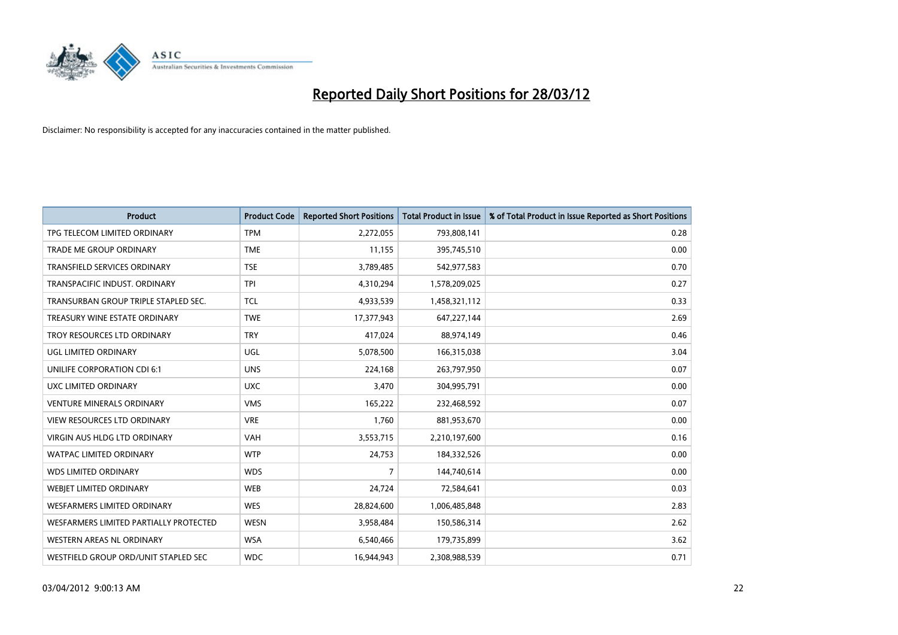# Reported Daily Short Positions for 28/03/12

Disclaimer: No responsibility is accepted for any inaccuracies contained in the matter published.

| Product | Product Code | Reported Short Positions | Total Product in Issue | % of Total Product in Issue Reported as Short Positions |
|---|---|---|---|---|
| TPG TELECOM LIMITED ORDINARY | TPM | 2,272,055 | 793,808,141 | 0.28 |
| TRADE ME GROUP ORDINARY | TME | 11,155 | 395,745,510 | 0.00 |
| TRANSFIELD SERVICES ORDINARY | TSE | 3,789,485 | 542,977,583 | 0.70 |
| TRANSPACIFIC INDUST. ORDINARY | TPI | 4,310,294 | 1,578,209,025 | 0.27 |
| TRANSURBAN GROUP TRIPLE STAPLED SEC. | TCL | 4,933,539 | 1,458,321,112 | 0.33 |
| TREASURY WINE ESTATE ORDINARY | TWE | 17,377,943 | 647,227,144 | 2.69 |
| TROY RESOURCES LTD ORDINARY | TRY | 417,024 | 88,974,149 | 0.46 |
| UGL LIMITED ORDINARY | UGL | 5,078,500 | 166,315,038 | 3.04 |
| UNILIFE CORPORATION CDI 6:1 | UNS | 224,168 | 263,797,950 | 0.07 |
| UXC LIMITED ORDINARY | UXC | 3,470 | 304,995,791 | 0.00 |
| VENTURE MINERALS ORDINARY | VMS | 165,222 | 232,468,592 | 0.07 |
| VIEW RESOURCES LTD ORDINARY | VRE | 1,760 | 881,953,670 | 0.00 |
| VIRGIN AUS HLDG LTD ORDINARY | VAH | 3,553,715 | 2,210,197,600 | 0.16 |
| WATPAC LIMITED ORDINARY | WTP | 24,753 | 184,332,526 | 0.00 |
| WDS LIMITED ORDINARY | WDS | 7 | 144,740,614 | 0.00 |
| WEBJET LIMITED ORDINARY | WEB | 24,724 | 72,584,641 | 0.03 |
| WESFARMERS LIMITED ORDINARY | WES | 28,824,600 | 1,006,485,848 | 2.83 |
| WESFARMERS LIMITED PARTIALLY PROTECTED | WESN | 3,958,484 | 150,586,314 | 2.62 |
| WESTERN AREAS NL ORDINARY | WSA | 6,540,466 | 179,735,899 | 3.62 |
| WESTFIELD GROUP ORD/UNIT STAPLED SEC | WDC | 16,944,943 | 2,308,988,539 | 0.71 |

03/04/2012 9:00:13 AM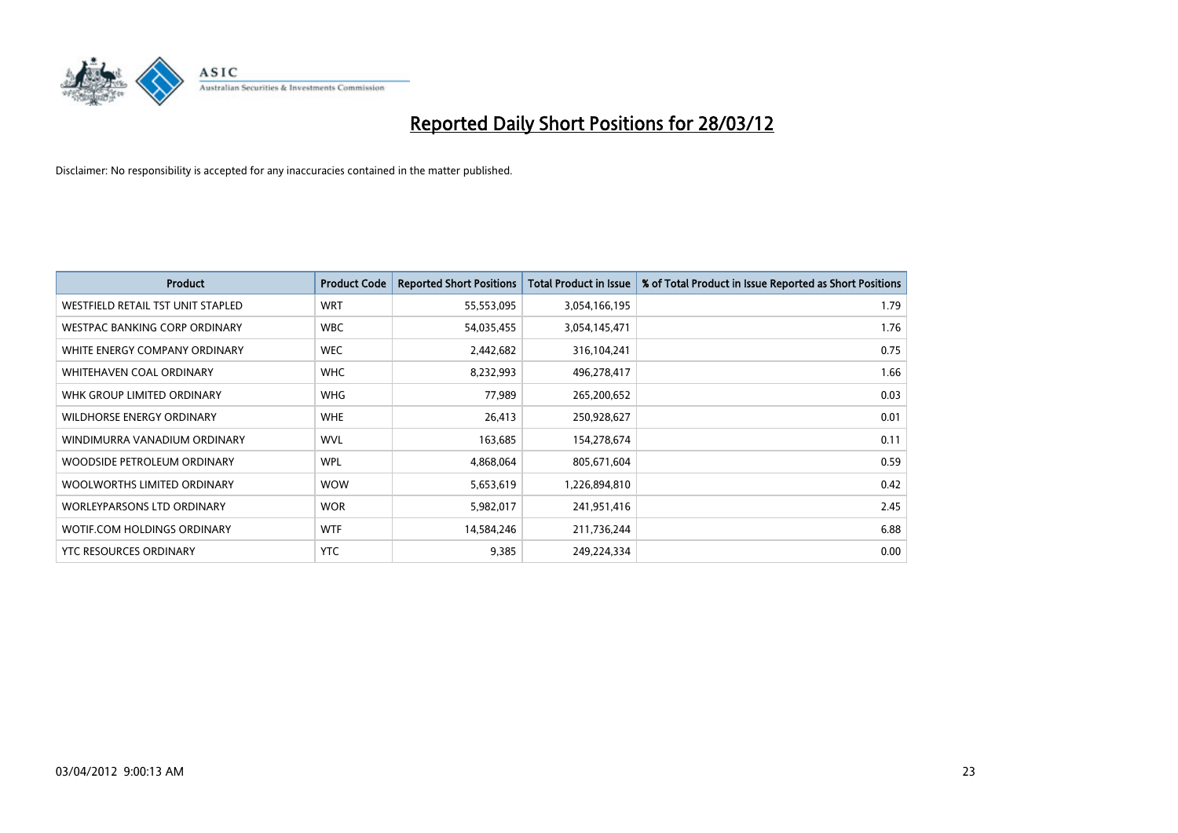# Reported Daily Short Positions for 28/03/12

Disclaimer: No responsibility is accepted for any inaccuracies contained in the matter published.

| Product | Product Code | Reported Short Positions | Total Product in Issue | % of Total Product in Issue Reported as Short Positions |
|---|---|---|---|---|
| WESTFIELD RETAIL TST UNIT STAPLED | WRT | 55,553,095 | 3,054,166,195 | 1.79 |
| WESTPAC BANKING CORP ORDINARY | WBC | 54,035,455 | 3,054,145,471 | 1.76 |
| WHITE ENERGY COMPANY ORDINARY | WEC | 2,442,682 | 316,104,241 | 0.75 |
| WHITEHAVEN COAL ORDINARY | WHC | 8,232,993 | 496,278,417 | 1.66 |
| WHK GROUP LIMITED ORDINARY | WHG | 77,989 | 265,200,652 | 0.03 |
| WILDHORSE ENERGY ORDINARY | WHE | 26,413 | 250,928,627 | 0.01 |
| WINDIMURRA VANADIUM ORDINARY | WVL | 163,685 | 154,278,674 | 0.11 |
| WOODSIDE PETROLEUM ORDINARY | WPL | 4,868,064 | 805,671,604 | 0.59 |
| WOOLWORTHS LIMITED ORDINARY | WOW | 5,653,619 | 1,226,894,810 | 0.42 |
| WORLEYPARSONS LTD ORDINARY | WOR | 5,982,017 | 241,951,416 | 2.45 |
| WOTIF.COM HOLDINGS ORDINARY | WTF | 14,584,246 | 211,736,244 | 6.88 |
| YTC RESOURCES ORDINARY | YTC | 9,385 | 249,224,334 | 0.00 |